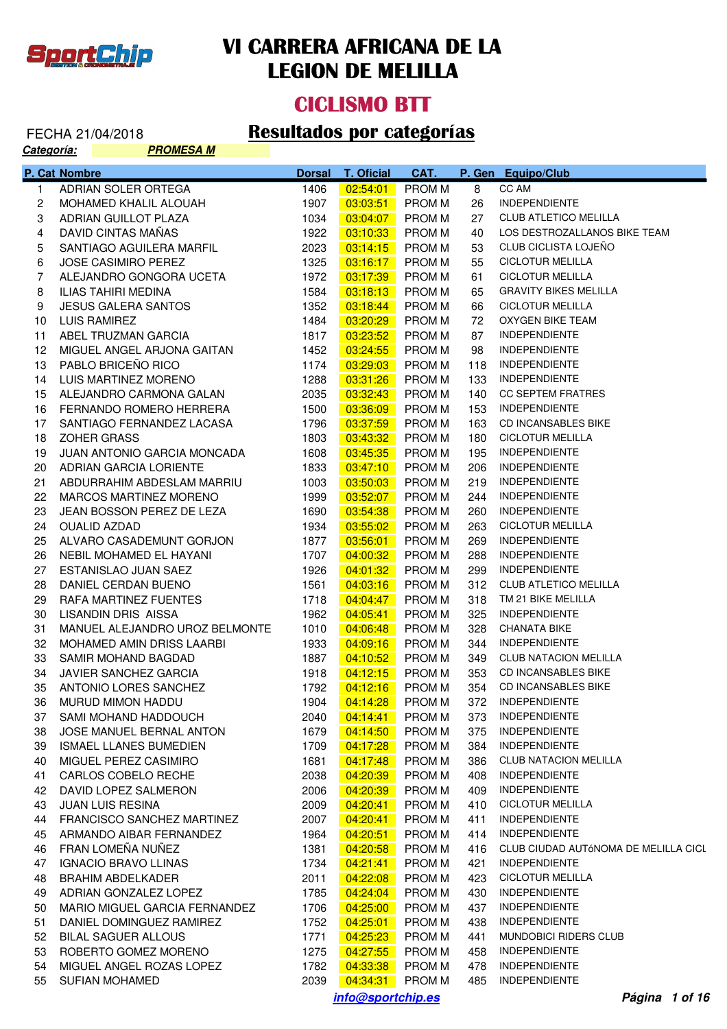# VI CARRERA AFRICANA DE LA LEGION DE MELILLA

## CICLISMO BTT

FECHA 21/04/2018

## Resultados por categorías

***Categoría:*** ***PROMESA M***

| P. Cat | Nombre | Dorsal | T. Oficial | CAT. | P. Gen | Equipo/Club |
|---|---|---|---|---|---|---|
| 1 | ADRIAN SOLER ORTEGA | 1406 | 02:54:01 | PROM M | 8 | CC AM |
| 2 | MOHAMED KHALIL ALOUAH | 1907 | 03:03:51 | PROM M | 26 | INDEPENDIENTE |
| 3 | ADRIAN GUILLOT PLAZA | 1034 | 03:04:07 | PROM M | 27 | CLUB ATLETICO MELILLA |
| 4 | DAVID CINTAS MAÑAS | 1922 | 03:10:33 | PROM M | 40 | LOS DESTROZALLANOS BIKE TEAM |
| 5 | SANTIAGO AGUILERA MARFIL | 2023 | 03:14:15 | PROM M | 53 | CLUB CICLISTA LOJEÑO |
| 6 | JOSE CASIMIRO PEREZ | 1325 | 03:16:17 | PROM M | 55 | CICLOTUR MELILLA |
| 7 | ALEJANDRO GONGORA UCETA | 1972 | 03:17:39 | PROM M | 61 | CICLOTUR MELILLA |
| 8 | ILIAS TAHIRI MEDINA | 1584 | 03:18:13 | PROM M | 65 | GRAVITY BIKES MELILLA |
| 9 | JESUS GALERA SANTOS | 1352 | 03:18:44 | PROM M | 66 | CICLOTUR MELILLA |
| 10 | LUIS RAMIREZ | 1484 | 03:20:29 | PROM M | 72 | OXYGEN BIKE TEAM |
| 11 | ABEL TRUZMAN GARCIA | 1817 | 03:23:52 | PROM M | 87 | INDEPENDIENTE |
| 12 | MIGUEL ANGEL ARJONA GAITAN | 1452 | 03:24:55 | PROM M | 98 | INDEPENDIENTE |
| 13 | PABLO BRICEÑO RICO | 1174 | 03:29:03 | PROM M | 118 | INDEPENDIENTE |
| 14 | LUIS MARTINEZ MORENO | 1288 | 03:31:26 | PROM M | 133 | INDEPENDIENTE |
| 15 | ALEJANDRO CARMONA GALAN | 2035 | 03:32:43 | PROM M | 140 | CC SEPTEM FRATRES |
| 16 | FERNANDO ROMERO HERRERA | 1500 | 03:36:09 | PROM M | 153 | INDEPENDIENTE |
| 17 | SANTIAGO FERNANDEZ LACASA | 1796 | 03:37:59 | PROM M | 163 | CD INCANSABLES BIKE |
| 18 | ZOHER GRASS | 1803 | 03:43:32 | PROM M | 180 | CICLOTUR MELILLA |
| 19 | JUAN ANTONIO GARCIA MONCADA | 1608 | 03:45:35 | PROM M | 195 | INDEPENDIENTE |
| 20 | ADRIAN GARCIA LORIENTE | 1833 | 03:47:10 | PROM M | 206 | INDEPENDIENTE |
| 21 | ABDURRAHIM ABDESLAM MARRIU | 1003 | 03:50:03 | PROM M | 219 | INDEPENDIENTE |
| 22 | MARCOS MARTINEZ MORENO | 1999 | 03:52:07 | PROM M | 244 | INDEPENDIENTE |
| 23 | JEAN BOSSON PEREZ DE LEZA | 1690 | 03:54:38 | PROM M | 260 | INDEPENDIENTE |
| 24 | OUALID AZDAD | 1934 | 03:55:02 | PROM M | 263 | CICLOTUR MELILLA |
| 25 | ALVARO CASADEMUNT GORJON | 1877 | 03:56:01 | PROM M | 269 | INDEPENDIENTE |
| 26 | NEBIL MOHAMED EL HAYANI | 1707 | 04:00:32 | PROM M | 288 | INDEPENDIENTE |
| 27 | ESTANISLAO JUAN SAEZ | 1926 | 04:01:32 | PROM M | 299 | INDEPENDIENTE |
| 28 | DANIEL CERDAN BUENO | 1561 | 04:03:16 | PROM M | 312 | CLUB ATLETICO MELILLA |
| 29 | RAFA MARTINEZ FUENTES | 1718 | 04:04:47 | PROM M | 318 | TM 21 BIKE MELILLA |
| 30 | LISANDIN DRIS AISSA | 1962 | 04:05:41 | PROM M | 325 | INDEPENDIENTE |
| 31 | MANUEL ALEJANDRO UROZ BELMONTE | 1010 | 04:06:48 | PROM M | 328 | CHANATA BIKE |
| 32 | MOHAMED AMIN DRISS LAARBI | 1933 | 04:09:16 | PROM M | 344 | INDEPENDIENTE |
| 33 | SAMIR MOHAND BAGDAD | 1887 | 04:10:52 | PROM M | 349 | CLUB NATACION MELILLA |
| 34 | JAVIER SANCHEZ GARCIA | 1918 | 04:12:15 | PROM M | 353 | CD INCANSABLES BIKE |
| 35 | ANTONIO LORES SANCHEZ | 1792 | 04:12:16 | PROM M | 354 | CD INCANSABLES BIKE |
| 36 | MURUD MIMON HADDU | 1904 | 04:14:28 | PROM M | 372 | INDEPENDIENTE |
| 37 | SAMI MOHAND HADDOUCH | 2040 | 04:14:41 | PROM M | 373 | INDEPENDIENTE |
| 38 | JOSE MANUEL BERNAL ANTON | 1679 | 04:14:50 | PROM M | 375 | INDEPENDIENTE |
| 39 | ISMAEL LLANES BUMEDIEN | 1709 | 04:17:28 | PROM M | 384 | INDEPENDIENTE |
| 40 | MIGUEL PEREZ CASIMIRO | 1681 | 04:17:48 | PROM M | 386 | CLUB NATACION MELILLA |
| 41 | CARLOS COBELO RECHE | 2038 | 04:20:39 | PROM M | 408 | INDEPENDIENTE |
| 42 | DAVID LOPEZ SALMERON | 2006 | 04:20:39 | PROM M | 409 | INDEPENDIENTE |
| 43 | JUAN LUIS RESINA | 2009 | 04:20:41 | PROM M | 410 | CICLOTUR MELILLA |
| 44 | FRANCISCO SANCHEZ MARTINEZ | 2007 | 04:20:41 | PROM M | 411 | INDEPENDIENTE |
| 45 | ARMANDO AIBAR FERNANDEZ | 1964 | 04:20:51 | PROM M | 414 | INDEPENDIENTE |
| 46 | FRAN LOMEÑA NUÑEZ | 1381 | 04:20:58 | PROM M | 416 | CLUB CIUDAD AUTóNOMA DE MELILLA CICL |
| 47 | IGNACIO BRAVO LLINAS | 1734 | 04:21:41 | PROM M | 421 | INDEPENDIENTE |
| 48 | BRAHIM ABDELKADER | 2011 | 04:22:08 | PROM M | 423 | CICLOTUR MELILLA |
| 49 | ADRIAN GONZALEZ LOPEZ | 1785 | 04:24:04 | PROM M | 430 | INDEPENDIENTE |
| 50 | MARIO MIGUEL GARCIA FERNANDEZ | 1706 | 04:25:00 | PROM M | 437 | INDEPENDIENTE |
| 51 | DANIEL DOMINGUEZ RAMIREZ | 1752 | 04:25:01 | PROM M | 438 | INDEPENDIENTE |
| 52 | BILAL SAGUER ALLOUS | 1771 | 04:25:23 | PROM M | 441 | MUNDOBICI RIDERS CLUB |
| 53 | ROBERTO GOMEZ MORENO | 1275 | 04:27:55 | PROM M | 458 | INDEPENDIENTE |
| 54 | MIGUEL ANGEL ROZAS LOPEZ | 1782 | 04:33:38 | PROM M | 478 | INDEPENDIENTE |
| 55 | SUFIAN MOHAMED | 2039 | 04:34:31 | PROM M | 485 | INDEPENDIENTE |

***info@sportchip.es***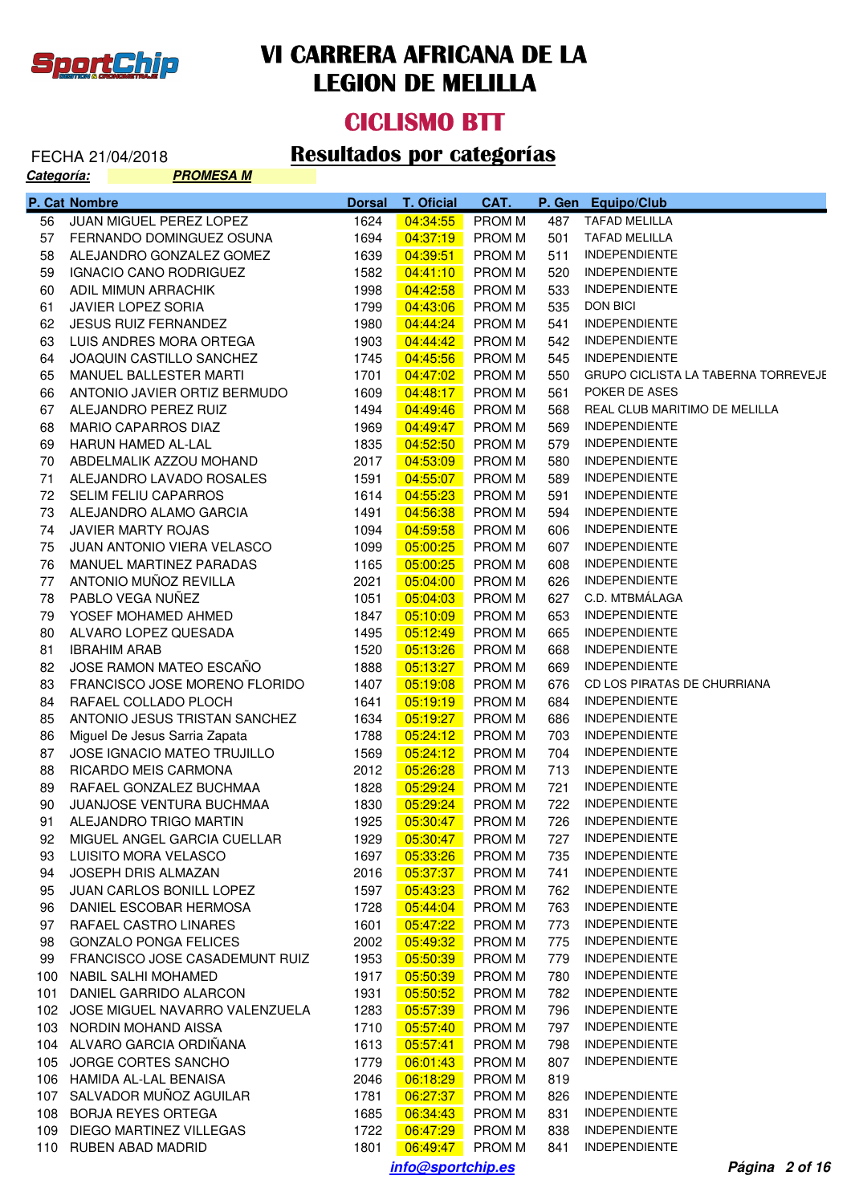# VI CARRERA AFRICANA DE LA LEGION DE MELILLA

## CICLISMO BTT

FECHA 21/04/2018

## Resultados por categorías

***Categoría:*** ***PROMESA M***

| P. Cat | Nombre | Dorsal | T. Oficial | CAT. | P. Gen | Equipo/Club |
|---|---|---|---|---|---|---|
| 56 | JUAN MIGUEL PEREZ LOPEZ | 1624 | 04:34:55 | PROM M | 487 | TAFAD MELILLA |
| 57 | FERNANDO DOMINGUEZ OSUNA | 1694 | 04:37:19 | PROM M | 501 | TAFAD MELILLA |
| 58 | ALEJANDRO GONZALEZ GOMEZ | 1639 | 04:39:51 | PROM M | 511 | INDEPENDIENTE |
| 59 | IGNACIO CANO RODRIGUEZ | 1582 | 04:41:10 | PROM M | 520 | INDEPENDIENTE |
| 60 | ADIL MIMUN ARRACHIK | 1998 | 04:42:58 | PROM M | 533 | INDEPENDIENTE |
| 61 | JAVIER LOPEZ SORIA | 1799 | 04:43:06 | PROM M | 535 | DON BICI |
| 62 | JESUS RUIZ FERNANDEZ | 1980 | 04:44:24 | PROM M | 541 | INDEPENDIENTE |
| 63 | LUIS ANDRES MORA ORTEGA | 1903 | 04:44:42 | PROM M | 542 | INDEPENDIENTE |
| 64 | JOAQUIN CASTILLO SANCHEZ | 1745 | 04:45:56 | PROM M | 545 | INDEPENDIENTE |
| 65 | MANUEL BALLESTER MARTI | 1701 | 04:47:02 | PROM M | 550 | GRUPO CICLISTA LA TABERNA TORREVEJE |
| 66 | ANTONIO JAVIER ORTIZ BERMUDO | 1609 | 04:48:17 | PROM M | 561 | POKER DE ASES |
| 67 | ALEJANDRO PEREZ RUIZ | 1494 | 04:49:46 | PROM M | 568 | REAL CLUB MARITIMO DE MELILLA |
| 68 | MARIO CAPARROS DIAZ | 1969 | 04:49:47 | PROM M | 569 | INDEPENDIENTE |
| 69 | HARUN HAMED AL-LAL | 1835 | 04:52:50 | PROM M | 579 | INDEPENDIENTE |
| 70 | ABDELMALIK AZZOU MOHAND | 2017 | 04:53:09 | PROM M | 580 | INDEPENDIENTE |
| 71 | ALEJANDRO LAVADO ROSALES | 1591 | 04:55:07 | PROM M | 589 | INDEPENDIENTE |
| 72 | SELIM FELIU CAPARROS | 1614 | 04:55:23 | PROM M | 591 | INDEPENDIENTE |
| 73 | ALEJANDRO ALAMO GARCIA | 1491 | 04:56:38 | PROM M | 594 | INDEPENDIENTE |
| 74 | JAVIER MARTY ROJAS | 1094 | 04:59:58 | PROM M | 606 | INDEPENDIENTE |
| 75 | JUAN ANTONIO VIERA VELASCO | 1099 | 05:00:25 | PROM M | 607 | INDEPENDIENTE |
| 76 | MANUEL MARTINEZ PARADAS | 1165 | 05:00:25 | PROM M | 608 | INDEPENDIENTE |
| 77 | ANTONIO MUÑOZ REVILLA | 2021 | 05:04:00 | PROM M | 626 | INDEPENDIENTE |
| 78 | PABLO VEGA NUÑEZ | 1051 | 05:04:03 | PROM M | 627 | C.D. MTBMÁLAGA |
| 79 | YOSEF MOHAMED AHMED | 1847 | 05:10:09 | PROM M | 653 | INDEPENDIENTE |
| 80 | ALVARO LOPEZ QUESADA | 1495 | 05:12:49 | PROM M | 665 | INDEPENDIENTE |
| 81 | IBRAHIM ARAB | 1520 | 05:13:26 | PROM M | 668 | INDEPENDIENTE |
| 82 | JOSE RAMON MATEO ESCAÑO | 1888 | 05:13:27 | PROM M | 669 | INDEPENDIENTE |
| 83 | FRANCISCO JOSE MORENO FLORIDO | 1407 | 05:19:08 | PROM M | 676 | CD LOS PIRATAS DE CHURRIANA |
| 84 | RAFAEL COLLADO PLOCH | 1641 | 05:19:19 | PROM M | 684 | INDEPENDIENTE |
| 85 | ANTONIO JESUS TRISTAN SANCHEZ | 1634 | 05:19:27 | PROM M | 686 | INDEPENDIENTE |
| 86 | Miguel De Jesus Sarria Zapata | 1788 | 05:24:12 | PROM M | 703 | INDEPENDIENTE |
| 87 | JOSE IGNACIO MATEO TRUJILLO | 1569 | 05:24:12 | PROM M | 704 | INDEPENDIENTE |
| 88 | RICARDO MEIS CARMONA | 2012 | 05:26:28 | PROM M | 713 | INDEPENDIENTE |
| 89 | RAFAEL GONZALEZ BUCHMAA | 1828 | 05:29:24 | PROM M | 721 | INDEPENDIENTE |
| 90 | JUANJOSE VENTURA BUCHMAA | 1830 | 05:29:24 | PROM M | 722 | INDEPENDIENTE |
| 91 | ALEJANDRO TRIGO MARTIN | 1925 | 05:30:47 | PROM M | 726 | INDEPENDIENTE |
| 92 | MIGUEL ANGEL GARCIA CUELLAR | 1929 | 05:30:47 | PROM M | 727 | INDEPENDIENTE |
| 93 | LUISITO MORA VELASCO | 1697 | 05:33:26 | PROM M | 735 | INDEPENDIENTE |
| 94 | JOSEPH DRIS ALMAZAN | 2016 | 05:37:37 | PROM M | 741 | INDEPENDIENTE |
| 95 | JUAN CARLOS BONILL LOPEZ | 1597 | 05:43:23 | PROM M | 762 | INDEPENDIENTE |
| 96 | DANIEL ESCOBAR HERMOSA | 1728 | 05:44:04 | PROM M | 763 | INDEPENDIENTE |
| 97 | RAFAEL CASTRO LINARES | 1601 | 05:47:22 | PROM M | 773 | INDEPENDIENTE |
| 98 | GONZALO PONGA FELICES | 2002 | 05:49:32 | PROM M | 775 | INDEPENDIENTE |
| 99 | FRANCISCO JOSE CASADEMUNT RUIZ | 1953 | 05:50:39 | PROM M | 779 | INDEPENDIENTE |
| 100 | NABIL SALHI MOHAMED | 1917 | 05:50:39 | PROM M | 780 | INDEPENDIENTE |
| 101 | DANIEL GARRIDO ALARCON | 1931 | 05:50:52 | PROM M | 782 | INDEPENDIENTE |
| 102 | JOSE MIGUEL NAVARRO VALENZUELA | 1283 | 05:57:39 | PROM M | 796 | INDEPENDIENTE |
| 103 | NORDIN MOHAND AISSA | 1710 | 05:57:40 | PROM M | 797 | INDEPENDIENTE |
| 104 | ALVARO GARCIA ORDIÑANA | 1613 | 05:57:41 | PROM M | 798 | INDEPENDIENTE |
| 105 | JORGE CORTES SANCHO | 1779 | 06:01:43 | PROM M | 807 | INDEPENDIENTE |
| 106 | HAMIDA AL-LAL BENAISA | 2046 | 06:18:29 | PROM M | 819 | |
| 107 | SALVADOR MUÑOZ AGUILAR | 1781 | 06:27:37 | PROM M | 826 | INDEPENDIENTE |
| 108 | BORJA REYES ORTEGA | 1685 | 06:34:43 | PROM M | 831 | INDEPENDIENTE |
| 109 | DIEGO MARTINEZ VILLEGAS | 1722 | 06:47:29 | PROM M | 838 | INDEPENDIENTE |
| 110 | RUBEN ABAD MADRID | 1801 | 06:49:47 | PROM M | 841 | INDEPENDIENTE |

***info@sportchip.es***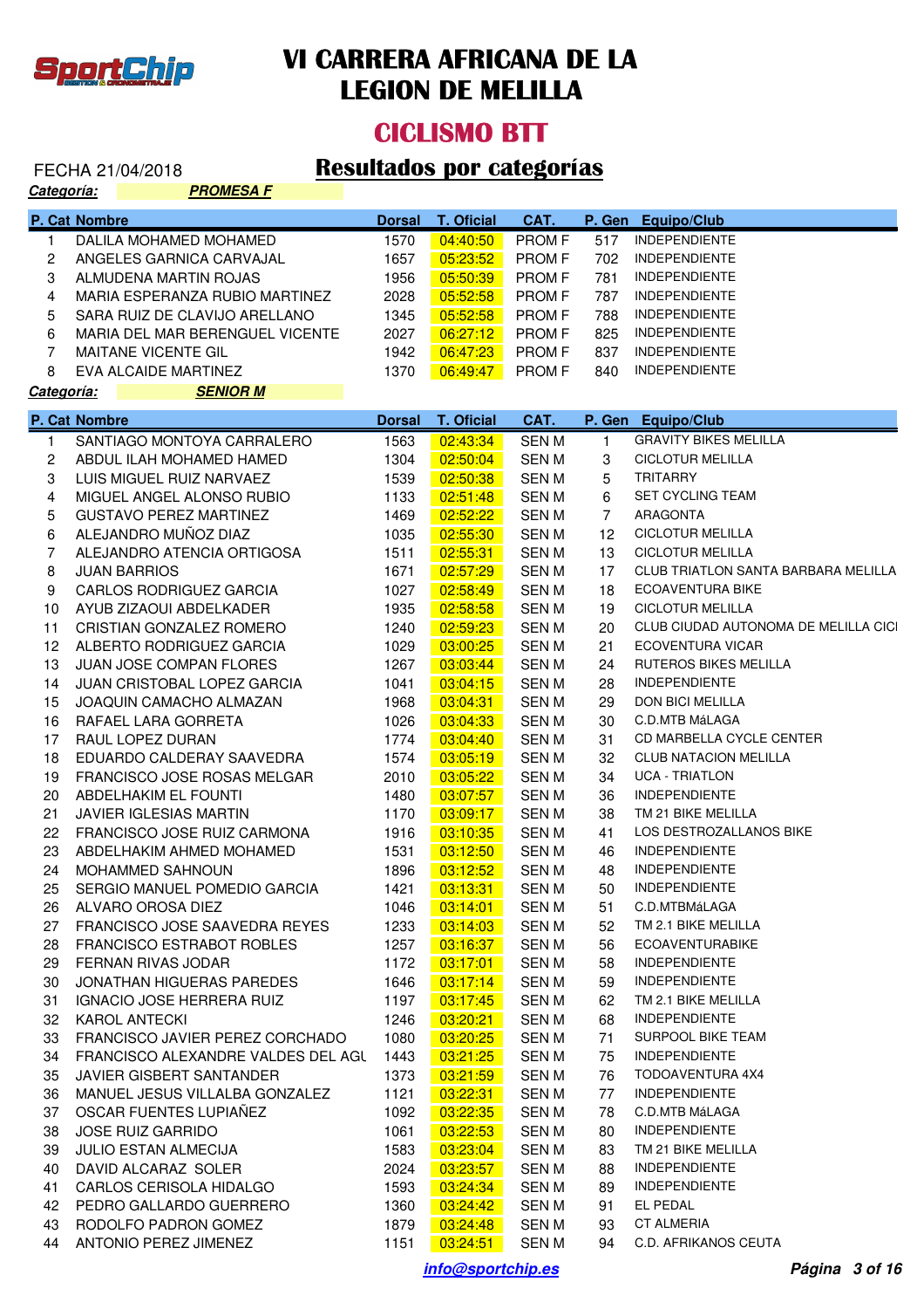# VI CARRERA AFRICANA DE LA LEGION DE MELILLA

## CICLISMO BTT

FECHA 21/04/2018

## Resultados por categorías

**Categoría:** **PROMESA F**

| P. Cat | Nombre | Dorsal | T. Oficial | CAT. | P. Gen | Equipo/Club |
|---|---|---|---|---|---|---|
| 1 | DALILA MOHAMED MOHAMED | 1570 | 04:40:50 | PROM F | 517 | INDEPENDIENTE |
| 2 | ANGELES GARNICA CARVAJAL | 1657 | 05:23:52 | PROM F | 702 | INDEPENDIENTE |
| 3 | ALMUDENA MARTIN ROJAS | 1956 | 05:50:39 | PROM F | 781 | INDEPENDIENTE |
| 4 | MARIA ESPERANZA RUBIO MARTINEZ | 2028 | 05:52:58 | PROM F | 787 | INDEPENDIENTE |
| 5 | SARA RUIZ DE CLAVIJO ARELLANO | 1345 | 05:52:58 | PROM F | 788 | INDEPENDIENTE |
| 6 | MARIA DEL MAR BERENGUEL VICENTE | 2027 | 06:27:12 | PROM F | 825 | INDEPENDIENTE |
| 7 | MAITANE VICENTE GIL | 1942 | 06:47:23 | PROM F | 837 | INDEPENDIENTE |
| 8 | EVA ALCAIDE MARTINEZ | 1370 | 06:49:47 | PROM F | 840 | INDEPENDIENTE |

**Categoría:** **SENIOR M**

| P. Cat | Nombre | Dorsal | T. Oficial | CAT. | P. Gen | Equipo/Club |
|---|---|---|---|---|---|---|
| 1 | SANTIAGO MONTOYA CARRALERO | 1563 | 02:43:34 | SEN M | 1 | GRAVITY BIKES MELILLA |
| 2 | ABDUL ILAH MOHAMED HAMED | 1304 | 02:50:04 | SEN M | 3 | CICLOTUR MELILLA |
| 3 | LUIS MIGUEL RUIZ NARVAEZ | 1539 | 02:50:38 | SEN M | 5 | TRITARRY |
| 4 | MIGUEL ANGEL ALONSO RUBIO | 1133 | 02:51:48 | SEN M | 6 | SET CYCLING TEAM |
| 5 | GUSTAVO PEREZ MARTINEZ | 1469 | 02:52:22 | SEN M | 7 | ARAGONTA |
| 6 | ALEJANDRO MUÑOZ DIAZ | 1035 | 02:55:30 | SEN M | 12 | CICLOTUR MELILLA |
| 7 | ALEJANDRO ATENCIA ORTIGOSA | 1511 | 02:55:31 | SEN M | 13 | CICLOTUR MELILLA |
| 8 | JUAN BARRIOS | 1671 | 02:57:29 | SEN M | 17 | CLUB TRIATLON SANTA BARBARA MELILLA |
| 9 | CARLOS RODRIGUEZ GARCIA | 1027 | 02:58:49 | SEN M | 18 | ECOAVENTURA BIKE |
| 10 | AYUB ZIZAOUI ABDELKADER | 1935 | 02:58:58 | SEN M | 19 | CICLOTUR MELILLA |
| 11 | CRISTIAN GONZALEZ ROMERO | 1240 | 02:59:23 | SEN M | 20 | CLUB CIUDAD AUTONOMA DE MELILLA CICI |
| 12 | ALBERTO RODRIGUEZ GARCIA | 1029 | 03:00:25 | SEN M | 21 | ECOVENTURA VICAR |
| 13 | JUAN JOSE COMPAN FLORES | 1267 | 03:03:44 | SEN M | 24 | RUTEROS BIKES MELILLA |
| 14 | JUAN CRISTOBAL LOPEZ GARCIA | 1041 | 03:04:15 | SEN M | 28 | INDEPENDIENTE |
| 15 | JOAQUIN CAMACHO ALMAZAN | 1968 | 03:04:31 | SEN M | 29 | DON BICI MELILLA |
| 16 | RAFAEL LARA GORRETA | 1026 | 03:04:33 | SEN M | 30 | C.D.MTB MáLAGA |
| 17 | RAUL LOPEZ DURAN | 1774 | 03:04:40 | SEN M | 31 | CD MARBELLA CYCLE CENTER |
| 18 | EDUARDO CALDERAY SAAVEDRA | 1574 | 03:05:19 | SEN M | 32 | CLUB NATACION MELILLA |
| 19 | FRANCISCO JOSE ROSAS MELGAR | 2010 | 03:05:22 | SEN M | 34 | UCA - TRIATLON |
| 20 | ABDELHAKIM EL FOUNTI | 1480 | 03:07:57 | SEN M | 36 | INDEPENDIENTE |
| 21 | JAVIER IGLESIAS MARTIN | 1170 | 03:09:17 | SEN M | 38 | TM 21 BIKE MELILLA |
| 22 | FRANCISCO JOSE RUIZ CARMONA | 1916 | 03:10:35 | SEN M | 41 | LOS DESTROZALLANOS BIKE |
| 23 | ABDELHAKIM AHMED MOHAMED | 1531 | 03:12:50 | SEN M | 46 | INDEPENDIENTE |
| 24 | MOHAMMED SAHNOUN | 1896 | 03:12:52 | SEN M | 48 | INDEPENDIENTE |
| 25 | SERGIO MANUEL POMEDIO GARCIA | 1421 | 03:13:31 | SEN M | 50 | INDEPENDIENTE |
| 26 | ALVARO OROSA DIEZ | 1046 | 03:14:01 | SEN M | 51 | C.D.MTBMáLAGA |
| 27 | FRANCISCO JOSE SAAVEDRA REYES | 1233 | 03:14:03 | SEN M | 52 | TM 2.1 BIKE MELILLA |
| 28 | FRANCISCO ESTRABOT ROBLES | 1257 | 03:16:37 | SEN M | 56 | ECOAVENTURABIKE |
| 29 | FERNAN RIVAS JODAR | 1172 | 03:17:01 | SEN M | 58 | INDEPENDIENTE |
| 30 | JONATHAN HIGUERAS PAREDES | 1646 | 03:17:14 | SEN M | 59 | INDEPENDIENTE |
| 31 | IGNACIO JOSE HERRERA RUIZ | 1197 | 03:17:45 | SEN M | 62 | TM 2.1 BIKE MELILLA |
| 32 | KAROL ANTECKI | 1246 | 03:20:21 | SEN M | 68 | INDEPENDIENTE |
| 33 | FRANCISCO JAVIER PEREZ CORCHADO | 1080 | 03:20:25 | SEN M | 71 | SURPOOL BIKE TEAM |
| 34 | FRANCISCO ALEXANDRE VALDES DEL AGU | 1443 | 03:21:25 | SEN M | 75 | INDEPENDIENTE |
| 35 | JAVIER GISBERT SANTANDER | 1373 | 03:21:59 | SEN M | 76 | TODOAVENTURA 4X4 |
| 36 | MANUEL JESUS VILLALBA GONZALEZ | 1121 | 03:22:31 | SEN M | 77 | INDEPENDIENTE |
| 37 | OSCAR FUENTES LUPIAÑEZ | 1092 | 03:22:35 | SEN M | 78 | C.D.MTB MáLAGA |
| 38 | JOSE RUIZ GARRIDO | 1061 | 03:22:53 | SEN M | 80 | INDEPENDIENTE |
| 39 | JULIO ESTAN ALMECIJA | 1583 | 03:23:04 | SEN M | 83 | TM 21 BIKE MELILLA |
| 40 | DAVID ALCARAZ SOLER | 2024 | 03:23:57 | SEN M | 88 | INDEPENDIENTE |
| 41 | CARLOS CERISOLA HIDALGO | 1593 | 03:24:34 | SEN M | 89 | INDEPENDIENTE |
| 42 | PEDRO GALLARDO GUERRERO | 1360 | 03:24:42 | SEN M | 91 | EL PEDAL |
| 43 | RODOLFO PADRON GOMEZ | 1879 | 03:24:48 | SEN M | 93 | CT ALMERIA |
| 44 | ANTONIO PEREZ JIMENEZ | 1151 | 03:24:51 | SEN M | 94 | C.D. AFRIKANOS CEUTA |

info@sportchip.es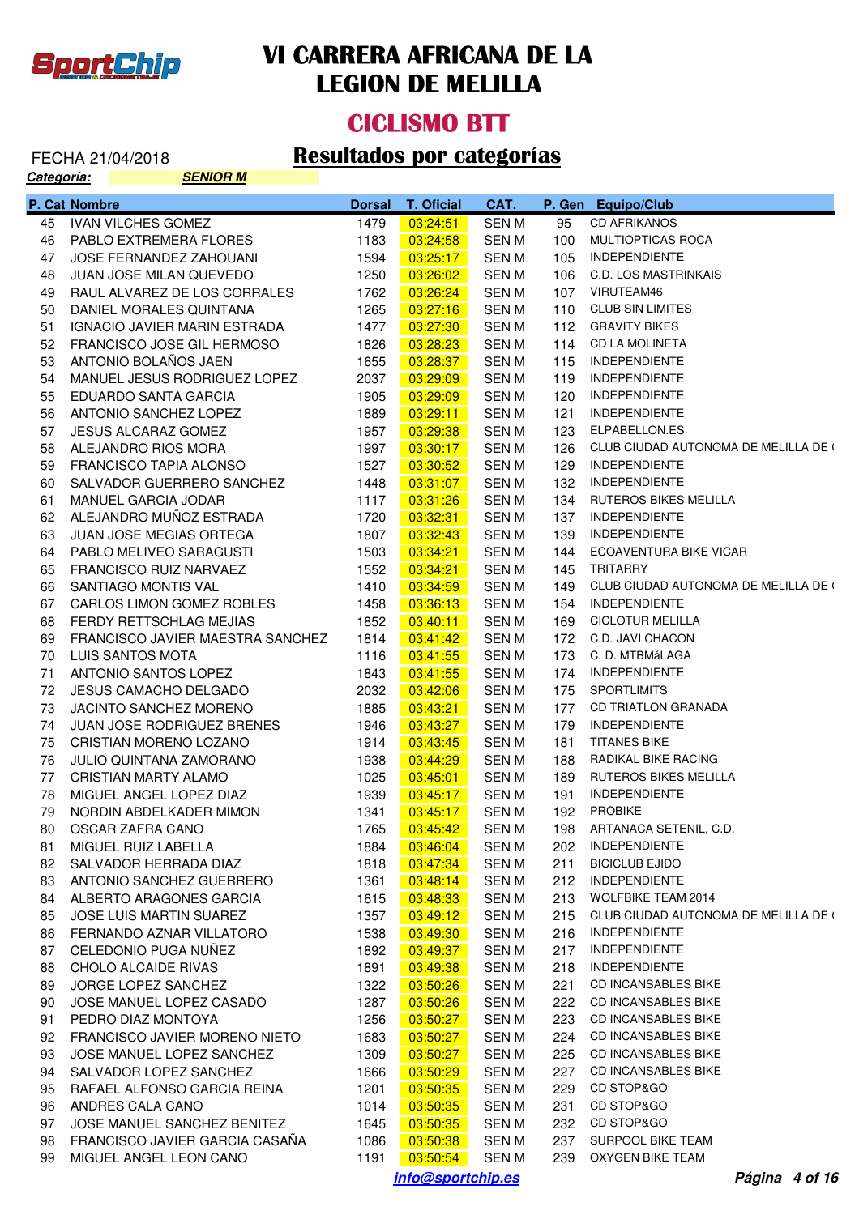# VI CARRERA AFRICANA DE LA LEGION DE MELILLA

## CICLISMO BTT

FECHA 21/04/2018

## Resultados por categorías

***Categoría:*** ***SENIOR M***

| P. Cat | Nombre | Dorsal | T. Oficial | CAT. | P. Gen | Equipo/Club |
|---|---|---|---|---|---|---|
| 45 | IVAN VILCHES GOMEZ | 1479 | 03:24:51 | SEN M | 95 | CD AFRIKANOS |
| 46 | PABLO EXTREMERA FLORES | 1183 | 03:24:58 | SEN M | 100 | MULTIOPTICAS ROCA |
| 47 | JOSE FERNANDEZ ZAHOUANI | 1594 | 03:25:17 | SEN M | 105 | INDEPENDIENTE |
| 48 | JUAN JOSE MILAN QUEVEDO | 1250 | 03:26:02 | SEN M | 106 | C.D. LOS MASTRINKAIS |
| 49 | RAUL ALVAREZ DE LOS CORRALES | 1762 | 03:26:24 | SEN M | 107 | VIRUTEAM46 |
| 50 | DANIEL MORALES QUINTANA | 1265 | 03:27:16 | SEN M | 110 | CLUB SIN LIMITES |
| 51 | IGNACIO JAVIER MARIN ESTRADA | 1477 | 03:27:30 | SEN M | 112 | GRAVITY BIKES |
| 52 | FRANCISCO JOSE GIL HERMOSO | 1826 | 03:28:23 | SEN M | 114 | CD LA MOLINETA |
| 53 | ANTONIO BOLAÑOS JAEN | 1655 | 03:28:37 | SEN M | 115 | INDEPENDIENTE |
| 54 | MANUEL JESUS RODRIGUEZ LOPEZ | 2037 | 03:29:09 | SEN M | 119 | INDEPENDIENTE |
| 55 | EDUARDO SANTA GARCIA | 1905 | 03:29:09 | SEN M | 120 | INDEPENDIENTE |
| 56 | ANTONIO SANCHEZ LOPEZ | 1889 | 03:29:11 | SEN M | 121 | INDEPENDIENTE |
| 57 | JESUS ALCARAZ GOMEZ | 1957 | 03:29:38 | SEN M | 123 | ELPABELLON.ES |
| 58 | ALEJANDRO RIOS MORA | 1997 | 03:30:17 | SEN M | 126 | CLUB CIUDAD AUTONOMA DE MELILLA DE ( |
| 59 | FRANCISCO TAPIA ALONSO | 1527 | 03:30:52 | SEN M | 129 | INDEPENDIENTE |
| 60 | SALVADOR GUERRERO SANCHEZ | 1448 | 03:31:07 | SEN M | 132 | INDEPENDIENTE |
| 61 | MANUEL GARCIA JODAR | 1117 | 03:31:26 | SEN M | 134 | RUTEROS BIKES MELILLA |
| 62 | ALEJANDRO MUÑOZ ESTRADA | 1720 | 03:32:31 | SEN M | 137 | INDEPENDIENTE |
| 63 | JUAN JOSE MEGIAS ORTEGA | 1807 | 03:32:43 | SEN M | 139 | INDEPENDIENTE |
| 64 | PABLO MELIVEO SARAGUSTI | 1503 | 03:34:21 | SEN M | 144 | ECOAVENTURA BIKE VICAR |
| 65 | FRANCISCO RUIZ NARVAEZ | 1552 | 03:34:21 | SEN M | 145 | TRITARRY |
| 66 | SANTIAGO MONTIS VAL | 1410 | 03:34:59 | SEN M | 149 | CLUB CIUDAD AUTONOMA DE MELILLA DE ( |
| 67 | CARLOS LIMON GOMEZ ROBLES | 1458 | 03:36:13 | SEN M | 154 | INDEPENDIENTE |
| 68 | FERDY RETTSCHLAG MEJIAS | 1852 | 03:40:11 | SEN M | 169 | CICLOTUR MELILLA |
| 69 | FRANCISCO JAVIER MAESTRA SANCHEZ | 1814 | 03:41:42 | SEN M | 172 | C.D. JAVI CHACON |
| 70 | LUIS SANTOS MOTA | 1116 | 03:41:55 | SEN M | 173 | C. D. MTBMáLAGA |
| 71 | ANTONIO SANTOS LOPEZ | 1843 | 03:41:55 | SEN M | 174 | INDEPENDIENTE |
| 72 | JESUS CAMACHO DELGADO | 2032 | 03:42:06 | SEN M | 175 | SPORTLIMITS |
| 73 | JACINTO SANCHEZ MORENO | 1885 | 03:43:21 | SEN M | 177 | CD TRIATLON GRANADA |
| 74 | JUAN JOSE RODRIGUEZ BRENES | 1946 | 03:43:27 | SEN M | 179 | INDEPENDIENTE |
| 75 | CRISTIAN MORENO LOZANO | 1914 | 03:43:45 | SEN M | 181 | TITANES BIKE |
| 76 | JULIO QUINTANA ZAMORANO | 1938 | 03:44:29 | SEN M | 188 | RADIKAL BIKE RACING |
| 77 | CRISTIAN MARTY ALAMO | 1025 | 03:45:01 | SEN M | 189 | RUTEROS BIKES MELILLA |
| 78 | MIGUEL ANGEL LOPEZ DIAZ | 1939 | 03:45:17 | SEN M | 191 | INDEPENDIENTE |
| 79 | NORDIN ABDELKADER MIMON | 1341 | 03:45:17 | SEN M | 192 | PROBIKE |
| 80 | OSCAR ZAFRA CANO | 1765 | 03:45:42 | SEN M | 198 | ARTANACA SETENIL, C.D. |
| 81 | MIGUEL RUIZ LABELLA | 1884 | 03:46:04 | SEN M | 202 | INDEPENDIENTE |
| 82 | SALVADOR HERRADA DIAZ | 1818 | 03:47:34 | SEN M | 211 | BICICLUB EJIDO |
| 83 | ANTONIO SANCHEZ GUERRERO | 1361 | 03:48:14 | SEN M | 212 | INDEPENDIENTE |
| 84 | ALBERTO ARAGONES GARCIA | 1615 | 03:48:33 | SEN M | 213 | WOLFBIKE TEAM 2014 |
| 85 | JOSE LUIS MARTIN SUAREZ | 1357 | 03:49:12 | SEN M | 215 | CLUB CIUDAD AUTONOMA DE MELILLA DE ( |
| 86 | FERNANDO AZNAR VILLATORO | 1538 | 03:49:30 | SEN M | 216 | INDEPENDIENTE |
| 87 | CELEDONIO PUGA NUÑEZ | 1892 | 03:49:37 | SEN M | 217 | INDEPENDIENTE |
| 88 | CHOLO ALCAIDE RIVAS | 1891 | 03:49:38 | SEN M | 218 | INDEPENDIENTE |
| 89 | JORGE LOPEZ SANCHEZ | 1322 | 03:50:26 | SEN M | 221 | CD INCANSABLES BIKE |
| 90 | JOSE MANUEL LOPEZ CASADO | 1287 | 03:50:26 | SEN M | 222 | CD INCANSABLES BIKE |
| 91 | PEDRO DIAZ MONTOYA | 1256 | 03:50:27 | SEN M | 223 | CD INCANSABLES BIKE |
| 92 | FRANCISCO JAVIER MORENO NIETO | 1683 | 03:50:27 | SEN M | 224 | CD INCANSABLES BIKE |
| 93 | JOSE MANUEL LOPEZ SANCHEZ | 1309 | 03:50:27 | SEN M | 225 | CD INCANSABLES BIKE |
| 94 | SALVADOR LOPEZ SANCHEZ | 1666 | 03:50:29 | SEN M | 227 | CD INCANSABLES BIKE |
| 95 | RAFAEL ALFONSO GARCIA REINA | 1201 | 03:50:35 | SEN M | 229 | CD STOP&GO |
| 96 | ANDRES CALA CANO | 1014 | 03:50:35 | SEN M | 231 | CD STOP&GO |
| 97 | JOSE MANUEL SANCHEZ BENITEZ | 1645 | 03:50:35 | SEN M | 232 | CD STOP&GO |
| 98 | FRANCISCO JAVIER GARCIA CASAÑA | 1086 | 03:50:38 | SEN M | 237 | SURPOOL BIKE TEAM |
| 99 | MIGUEL ANGEL LEON CANO | 1191 | 03:50:54 | SEN M | 239 | OXYGEN BIKE TEAM |

info@sportchip.es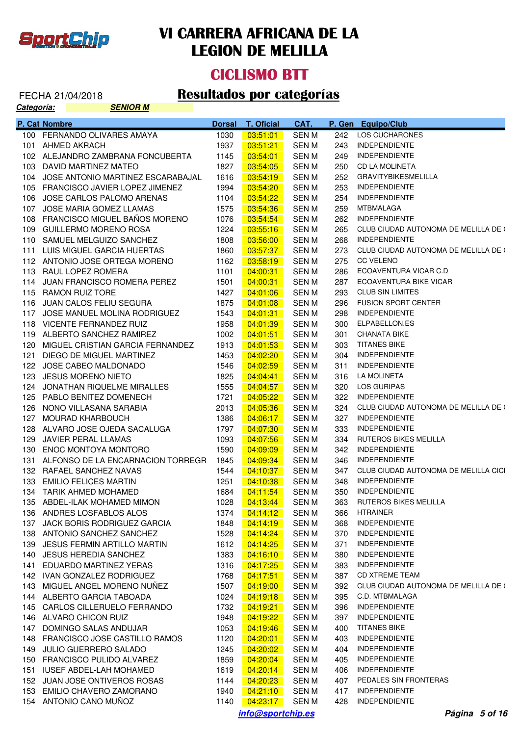# VI CARRERA AFRICANA DE LA LEGION DE MELILLA

## CICLISMO BTT

FECHA 21/04/2018

## Resultados por categorías

***Categoría:*** ***SENIOR M***

| P. Cat | Nombre | Dorsal | T. Oficial | CAT. | P. Gen | Equipo/Club |
|---|---|---|---|---|---|---|
| 100 | FERNANDO OLIVARES AMAYA | 1030 | 03:51:01 | SEN M | 242 | LOS CUCHARONES |
| 101 | AHMED AKRACH | 1937 | 03:51:21 | SEN M | 243 | INDEPENDIENTE |
| 102 | ALEJANDRO ZAMBRANA FONCUBERTA | 1145 | 03:54:01 | SEN M | 249 | INDEPENDIENTE |
| 103 | DAVID MARTINEZ MATEO | 1827 | 03:54:05 | SEN M | 250 | CD LA MOLINETA |
| 104 | JOSE ANTONIO MARTINEZ ESCARABAJAL | 1616 | 03:54:19 | SEN M | 252 | GRAVITYBIKESMELILLA |
| 105 | FRANCISCO JAVIER LOPEZ JIMENEZ | 1994 | 03:54:20 | SEN M | 253 | INDEPENDIENTE |
| 106 | JOSE CARLOS PALOMO ARENAS | 1104 | 03:54:22 | SEN M | 254 | INDEPENDIENTE |
| 107 | JOSE MARIA GOMEZ LLAMAS | 1575 | 03:54:36 | SEN M | 259 | MTBMALAGA |
| 108 | FRANCISCO MIGUEL BAÑOS MORENO | 1076 | 03:54:54 | SEN M | 262 | INDEPENDIENTE |
| 109 | GUILLERMO MORENO ROSA | 1224 | 03:55:16 | SEN M | 265 | CLUB CIUDAD AUTONOMA DE MELILLA DE ( |
| 110 | SAMUEL MELGUIZO SANCHEZ | 1808 | 03:56:00 | SEN M | 268 | INDEPENDIENTE |
| 111 | LUIS MIGUEL GARCIA HUERTAS | 1860 | 03:57:37 | SEN M | 273 | CLUB CIUDAD AUTONOMA DE MELILLA DE ( |
| 112 | ANTONIO JOSE ORTEGA MORENO | 1162 | 03:58:19 | SEN M | 275 | CC VELENO |
| 113 | RAUL LOPEZ ROMERA | 1101 | 04:00:31 | SEN M | 286 | ECOAVENTURA VICAR C.D |
| 114 | JUAN FRANCISCO ROMERA PEREZ | 1501 | 04:00:31 | SEN M | 287 | ECOAVENTURA BIKE VICAR |
| 115 | RAMON RUIZ TORE | 1427 | 04:01:06 | SEN M | 293 | CLUB SIN LIMITES |
| 116 | JUAN CALOS FELIU SEGURA | 1875 | 04:01:08 | SEN M | 296 | FUSION SPORT CENTER |
| 117 | JOSE MANUEL MOLINA RODRIGUEZ | 1543 | 04:01:31 | SEN M | 298 | INDEPENDIENTE |
| 118 | VICENTE FERNANDEZ RUIZ | 1958 | 04:01:39 | SEN M | 300 | ELPABELLON.ES |
| 119 | ALBERTO SANCHEZ RAMIREZ | 1002 | 04:01:51 | SEN M | 301 | CHANATA BIKE |
| 120 | MIGUEL CRISTIAN GARCIA FERNANDEZ | 1913 | 04:01:53 | SEN M | 303 | TITANES BIKE |
| 121 | DIEGO DE MIGUEL MARTINEZ | 1453 | 04:02:20 | SEN M | 304 | INDEPENDIENTE |
| 122 | JOSE CABEO MALDONADO | 1546 | 04:02:59 | SEN M | 311 | INDEPENDIENTE |
| 123 | JESUS MORENO NIETO | 1825 | 04:04:41 | SEN M | 316 | LA MOLINETA |
| 124 | JONATHAN RIQUELME MIRALLES | 1555 | 04:04:57 | SEN M | 320 | LOS GURIPAS |
| 125 | PABLO BENITEZ DOMENECH | 1721 | 04:05:22 | SEN M | 322 | INDEPENDIENTE |
| 126 | NONO VILLASANA SARABIA | 2013 | 04:05:36 | SEN M | 324 | CLUB CIUDAD AUTONOMA DE MELILLA DE ( |
| 127 | MOURAD KHARBOUCH | 1386 | 04:06:17 | SEN M | 327 | INDEPENDIENTE |
| 128 | ALVARO JOSE OJEDA SACALUGA | 1797 | 04:07:30 | SEN M | 333 | INDEPENDIENTE |
| 129 | JAVIER PERAL LLAMAS | 1093 | 04:07:56 | SEN M | 334 | RUTEROS BIKES MELILLA |
| 130 | ENOC MONTOYA MONTORO | 1590 | 04:09:09 | SEN M | 342 | INDEPENDIENTE |
| 131 | ALFONSO DE LA ENCARNACION TORREGR | 1845 | 04:09:34 | SEN M | 346 | INDEPENDIENTE |
| 132 | RAFAEL SANCHEZ NAVAS | 1544 | 04:10:37 | SEN M | 347 | CLUB CIUDAD AUTONOMA DE MELILLA CICI |
| 133 | EMILIO FELICES MARTIN | 1251 | 04:10:38 | SEN M | 348 | INDEPENDIENTE |
| 134 | TARIK AHMED MOHAMED | 1684 | 04:11:54 | SEN M | 350 | INDEPENDIENTE |
| 135 | ABDEL-ILAK MOHAMED MIMON | 1028 | 04:13:44 | SEN M | 363 | RUTEROS BIKES MELILLA |
| 136 | ANDRES LOSFABLOS ALOS | 1374 | 04:14:12 | SEN M | 366 | HTRAINER |
| 137 | JACK BORIS RODRIGUEZ GARCIA | 1848 | 04:14:19 | SEN M | 368 | INDEPENDIENTE |
| 138 | ANTONIO SANCHEZ SANCHEZ | 1528 | 04:14:24 | SEN M | 370 | INDEPENDIENTE |
| 139 | JESUS FERMIN ARTILLO MARTIN | 1612 | 04:14:25 | SEN M | 371 | INDEPENDIENTE |
| 140 | JESUS HEREDIA SANCHEZ | 1383 | 04:16:10 | SEN M | 380 | INDEPENDIENTE |
| 141 | EDUARDO MARTINEZ YERAS | 1316 | 04:17:25 | SEN M | 383 | INDEPENDIENTE |
| 142 | IVAN GONZALEZ RODRIGUEZ | 1768 | 04:17:51 | SEN M | 387 | CD XTREME TEAM |
| 143 | MIGUEL ANGEL MORENO NUÑEZ | 1507 | 04:19:00 | SEN M | 392 | CLUB CIUDAD AUTONOMA DE MELILLA DE ( |
| 144 | ALBERTO GARCIA TABOADA | 1024 | 04:19:18 | SEN M | 395 | C.D. MTBMALAGA |
| 145 | CARLOS CILLERUELO FERRANDO | 1732 | 04:19:21 | SEN M | 396 | INDEPENDIENTE |
| 146 | ALVARO CHICON RUIZ | 1948 | 04:19:22 | SEN M | 397 | INDEPENDIENTE |
| 147 | DOMINGO SALAS ANDUJAR | 1053 | 04:19:46 | SEN M | 400 | TITANES BIKE |
| 148 | FRANCISCO JOSE CASTILLO RAMOS | 1120 | 04:20:01 | SEN M | 403 | INDEPENDIENTE |
| 149 | JULIO GUERRERO SALADO | 1245 | 04:20:02 | SEN M | 404 | INDEPENDIENTE |
| 150 | FRANCISCO PULIDO ALVAREZ | 1859 | 04:20:04 | SEN M | 405 | INDEPENDIENTE |
| 151 | IUSEF ABDEL-LAH MOHAMED | 1619 | 04:20:14 | SEN M | 406 | INDEPENDIENTE |
| 152 | JUAN JOSE ONTIVEROS ROSAS | 1144 | 04:20:23 | SEN M | 407 | PEDALES SIN FRONTERAS |
| 153 | EMILIO CHAVERO ZAMORANO | 1940 | 04:21:10 | SEN M | 417 | INDEPENDIENTE |
| 154 | ANTONIO CANO MUÑOZ | 1140 | 04:23:17 | SEN M | 428 | INDEPENDIENTE |

info@sportchip.es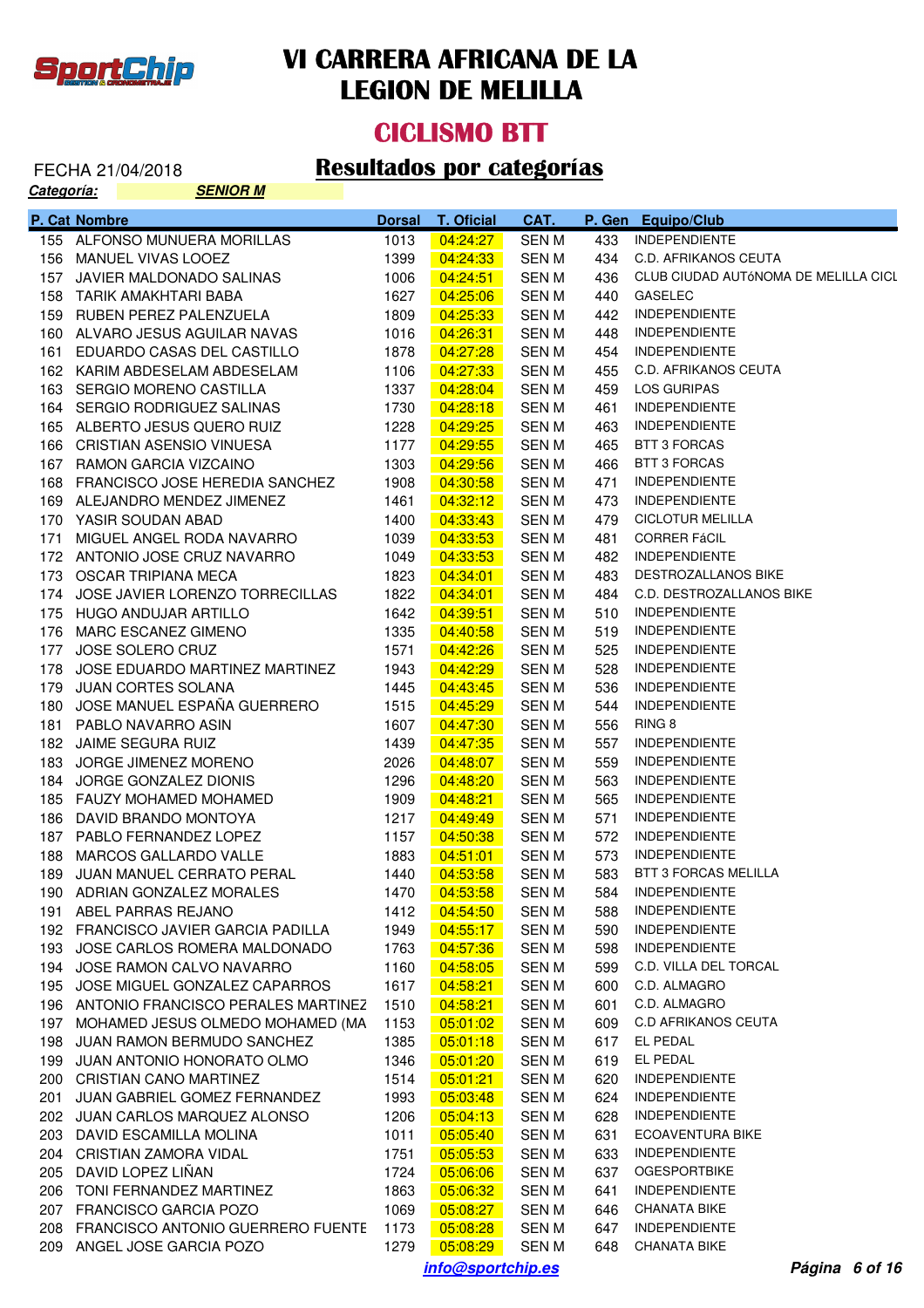# VI CARRERA AFRICANA DE LA LEGION DE MELILLA

## CICLISMO BTT

FECHA 21/04/2018

## Resultados por categorías

***Categoría:*** ***SENIOR M***

| P. Cat | Nombre | Dorsal | T. Oficial | CAT. | P. Gen | Equipo/Club |
|---|---|---|---|---|---|---|
| 155 | ALFONSO MUNUERA MORILLAS | 1013 | 04:24:27 | SEN M | 433 | INDEPENDIENTE |
| 156 | MANUEL VIVAS LOOEZ | 1399 | 04:24:33 | SEN M | 434 | C.D. AFRIKANOS CEUTA |
| 157 | JAVIER MALDONADO SALINAS | 1006 | 04:24:51 | SEN M | 436 | CLUB CIUDAD AUTóNOMA DE MELILLA CICL |
| 158 | TARIK AMAKHTARI BABA | 1627 | 04:25:06 | SEN M | 440 | GASELEC |
| 159 | RUBEN PEREZ PALENZUELA | 1809 | 04:25:33 | SEN M | 442 | INDEPENDIENTE |
| 160 | ALVARO JESUS AGUILAR NAVAS | 1016 | 04:26:31 | SEN M | 448 | INDEPENDIENTE |
| 161 | EDUARDO CASAS DEL CASTILLO | 1878 | 04:27:28 | SEN M | 454 | INDEPENDIENTE |
| 162 | KARIM ABDESELAM ABDESELAM | 1106 | 04:27:33 | SEN M | 455 | C.D. AFRIKANOS CEUTA |
| 163 | SERGIO MORENO CASTILLA | 1337 | 04:28:04 | SEN M | 459 | LOS GURIPAS |
| 164 | SERGIO RODRIGUEZ SALINAS | 1730 | 04:28:18 | SEN M | 461 | INDEPENDIENTE |
| 165 | ALBERTO JESUS QUERO RUIZ | 1228 | 04:29:25 | SEN M | 463 | INDEPENDIENTE |
| 166 | CRISTIAN ASENSIO VINUESA | 1177 | 04:29:55 | SEN M | 465 | BTT 3 FORCAS |
| 167 | RAMON GARCIA VIZCAINO | 1303 | 04:29:56 | SEN M | 466 | BTT 3 FORCAS |
| 168 | FRANCISCO JOSE HEREDIA SANCHEZ | 1908 | 04:30:58 | SEN M | 471 | INDEPENDIENTE |
| 169 | ALEJANDRO MENDEZ JIMENEZ | 1461 | 04:32:12 | SEN M | 473 | INDEPENDIENTE |
| 170 | YASIR SOUDAN ABAD | 1400 | 04:33:43 | SEN M | 479 | CICLOTUR MELILLA |
| 171 | MIGUEL ANGEL RODA NAVARRO | 1039 | 04:33:53 | SEN M | 481 | CORRER FáCIL |
| 172 | ANTONIO JOSE CRUZ NAVARRO | 1049 | 04:33:53 | SEN M | 482 | INDEPENDIENTE |
| 173 | OSCAR TRIPIANA MECA | 1823 | 04:34:01 | SEN M | 483 | DESTROZALLANOS BIKE |
| 174 | JOSE JAVIER LORENZO TORRECILLAS | 1822 | 04:34:01 | SEN M | 484 | C.D. DESTROZALLANOS BIKE |
| 175 | HUGO ANDUJAR ARTILLO | 1642 | 04:39:51 | SEN M | 510 | INDEPENDIENTE |
| 176 | MARC ESCANEZ GIMENO | 1335 | 04:40:58 | SEN M | 519 | INDEPENDIENTE |
| 177 | JOSE SOLERO CRUZ | 1571 | 04:42:26 | SEN M | 525 | INDEPENDIENTE |
| 178 | JOSE EDUARDO MARTINEZ MARTINEZ | 1943 | 04:42:29 | SEN M | 528 | INDEPENDIENTE |
| 179 | JUAN CORTES SOLANA | 1445 | 04:43:45 | SEN M | 536 | INDEPENDIENTE |
| 180 | JOSE MANUEL ESPAÑA GUERRERO | 1515 | 04:45:29 | SEN M | 544 | INDEPENDIENTE |
| 181 | PABLO NAVARRO ASIN | 1607 | 04:47:30 | SEN M | 556 | RING 8 |
| 182 | JAIME SEGURA RUIZ | 1439 | 04:47:35 | SEN M | 557 | INDEPENDIENTE |
| 183 | JORGE JIMENEZ MORENO | 2026 | 04:48:07 | SEN M | 559 | INDEPENDIENTE |
| 184 | JORGE GONZALEZ DIONIS | 1296 | 04:48:20 | SEN M | 563 | INDEPENDIENTE |
| 185 | FAUZY MOHAMED MOHAMED | 1909 | 04:48:21 | SEN M | 565 | INDEPENDIENTE |
| 186 | DAVID BRANDO MONTOYA | 1217 | 04:49:49 | SEN M | 571 | INDEPENDIENTE |
| 187 | PABLO FERNANDEZ LOPEZ | 1157 | 04:50:38 | SEN M | 572 | INDEPENDIENTE |
| 188 | MARCOS GALLARDO VALLE | 1883 | 04:51:01 | SEN M | 573 | INDEPENDIENTE |
| 189 | JUAN MANUEL CERRATO PERAL | 1440 | 04:53:58 | SEN M | 583 | BTT 3 FORCAS MELILLA |
| 190 | ADRIAN GONZALEZ MORALES | 1470 | 04:53:58 | SEN M | 584 | INDEPENDIENTE |
| 191 | ABEL PARRAS REJANO | 1412 | 04:54:50 | SEN M | 588 | INDEPENDIENTE |
| 192 | FRANCISCO JAVIER GARCIA PADILLA | 1949 | 04:55:17 | SEN M | 590 | INDEPENDIENTE |
| 193 | JOSE CARLOS ROMERA MALDONADO | 1763 | 04:57:36 | SEN M | 598 | INDEPENDIENTE |
| 194 | JOSE RAMON CALVO NAVARRO | 1160 | 04:58:05 | SEN M | 599 | C.D. VILLA DEL TORCAL |
| 195 | JOSE MIGUEL GONZALEZ CAPARROS | 1617 | 04:58:21 | SEN M | 600 | C.D. ALMAGRO |
| 196 | ANTONIO FRANCISCO PERALES MARTINEZ | 1510 | 04:58:21 | SEN M | 601 | C.D. ALMAGRO |
| 197 | MOHAMED JESUS OLMEDO MOHAMED (MA | 1153 | 05:01:02 | SEN M | 609 | C.D AFRIKANOS CEUTA |
| 198 | JUAN RAMON BERMUDO SANCHEZ | 1385 | 05:01:18 | SEN M | 617 | EL PEDAL |
| 199 | JUAN ANTONIO HONORATO OLMO | 1346 | 05:01:20 | SEN M | 619 | EL PEDAL |
| 200 | CRISTIAN CANO MARTINEZ | 1514 | 05:01:21 | SEN M | 620 | INDEPENDIENTE |
| 201 | JUAN GABRIEL GOMEZ FERNANDEZ | 1993 | 05:03:48 | SEN M | 624 | INDEPENDIENTE |
| 202 | JUAN CARLOS MARQUEZ ALONSO | 1206 | 05:04:13 | SEN M | 628 | INDEPENDIENTE |
| 203 | DAVID ESCAMILLA MOLINA | 1011 | 05:05:40 | SEN M | 631 | ECOAVENTURA BIKE |
| 204 | CRISTIAN ZAMORA VIDAL | 1751 | 05:05:53 | SEN M | 633 | INDEPENDIENTE |
| 205 | DAVID LOPEZ LIÑAN | 1724 | 05:06:06 | SEN M | 637 | OGESPORTBIKE |
| 206 | TONI FERNANDEZ MARTINEZ | 1863 | 05:06:32 | SEN M | 641 | INDEPENDIENTE |
| 207 | FRANCISCO GARCIA POZO | 1069 | 05:08:27 | SEN M | 646 | CHANATA BIKE |
| 208 | FRANCISCO ANTONIO GUERRERO FUENTE | 1173 | 05:08:28 | SEN M | 647 | INDEPENDIENTE |
| 209 | ANGEL JOSE GARCIA POZO | 1279 | 05:08:29 | SEN M | 648 | CHANATA BIKE |

*info@sportchip.es*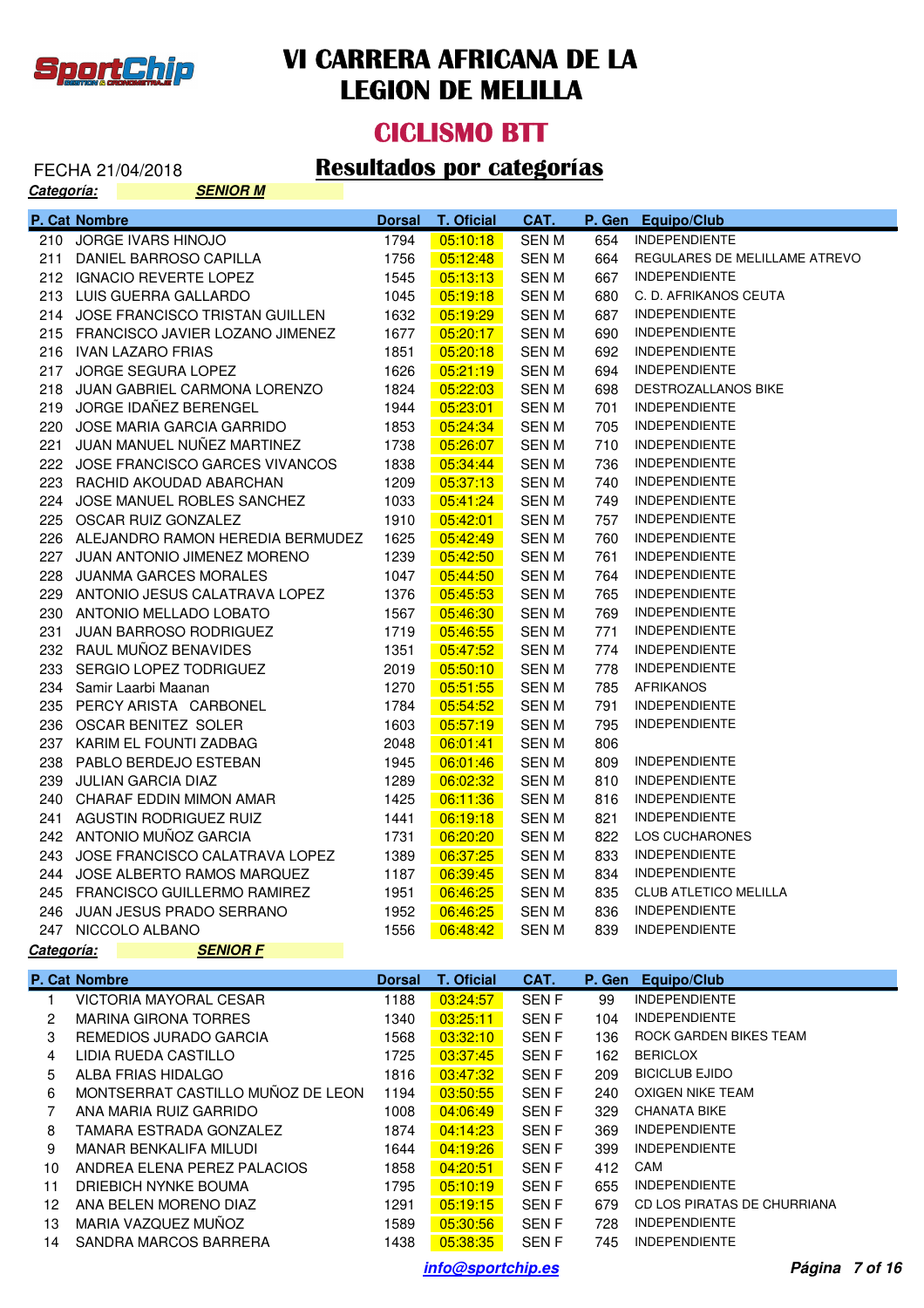# VI CARRERA AFRICANA DE LA LEGION DE MELILLA

## CICLISMO BTT

FECHA 21/04/2018

## Resultados por categorías

**Categoría:** **SENIOR M**

| P. Cat | Nombre | Dorsal | T. Oficial | CAT. | P. Gen | Equipo/Club |
|---|---|---|---|---|---|---|
| 210 | JORGE IVARS HINOJO | 1794 | 05:10:18 | SEN M | 654 | INDEPENDIENTE |
| 211 | DANIEL BARROSO CAPILLA | 1756 | 05:12:48 | SEN M | 664 | REGULARES DE MELILLAME ATREVO |
| 212 | IGNACIO REVERTE LOPEZ | 1545 | 05:13:13 | SEN M | 667 | INDEPENDIENTE |
| 213 | LUIS GUERRA GALLARDO | 1045 | 05:19:18 | SEN M | 680 | C. D. AFRIKANOS CEUTA |
| 214 | JOSE FRANCISCO TRISTAN GUILLEN | 1632 | 05:19:29 | SEN M | 687 | INDEPENDIENTE |
| 215 | FRANCISCO JAVIER LOZANO JIMENEZ | 1677 | 05:20:17 | SEN M | 690 | INDEPENDIENTE |
| 216 | IVAN LAZARO FRIAS | 1851 | 05:20:18 | SEN M | 692 | INDEPENDIENTE |
| 217 | JORGE SEGURA LOPEZ | 1626 | 05:21:19 | SEN M | 694 | INDEPENDIENTE |
| 218 | JUAN GABRIEL CARMONA LORENZO | 1824 | 05:22:03 | SEN M | 698 | DESTROZALLANOS BIKE |
| 219 | JORGE IDAÑEZ BERENGEL | 1944 | 05:23:01 | SEN M | 701 | INDEPENDIENTE |
| 220 | JOSE MARIA GARCIA GARRIDO | 1853 | 05:24:34 | SEN M | 705 | INDEPENDIENTE |
| 221 | JUAN MANUEL NUÑEZ MARTINEZ | 1738 | 05:26:07 | SEN M | 710 | INDEPENDIENTE |
| 222 | JOSE FRANCISCO GARCES VIVANCOS | 1838 | 05:34:44 | SEN M | 736 | INDEPENDIENTE |
| 223 | RACHID AKOUDAD ABARCHAN | 1209 | 05:37:13 | SEN M | 740 | INDEPENDIENTE |
| 224 | JOSE MANUEL ROBLES SANCHEZ | 1033 | 05:41:24 | SEN M | 749 | INDEPENDIENTE |
| 225 | OSCAR RUIZ GONZALEZ | 1910 | 05:42:01 | SEN M | 757 | INDEPENDIENTE |
| 226 | ALEJANDRO RAMON HEREDIA BERMUDEZ | 1625 | 05:42:49 | SEN M | 760 | INDEPENDIENTE |
| 227 | JUAN ANTONIO JIMENEZ MORENO | 1239 | 05:42:50 | SEN M | 761 | INDEPENDIENTE |
| 228 | JUANMA GARCES MORALES | 1047 | 05:44:50 | SEN M | 764 | INDEPENDIENTE |
| 229 | ANTONIO JESUS CALATRAVA LOPEZ | 1376 | 05:45:53 | SEN M | 765 | INDEPENDIENTE |
| 230 | ANTONIO MELLADO LOBATO | 1567 | 05:46:30 | SEN M | 769 | INDEPENDIENTE |
| 231 | JUAN BARROSO RODRIGUEZ | 1719 | 05:46:55 | SEN M | 771 | INDEPENDIENTE |
| 232 | RAUL MUÑOZ BENAVIDES | 1351 | 05:47:52 | SEN M | 774 | INDEPENDIENTE |
| 233 | SERGIO LOPEZ TODRIGUEZ | 2019 | 05:50:10 | SEN M | 778 | INDEPENDIENTE |
| 234 | Samir Laarbi Maanan | 1270 | 05:51:55 | SEN M | 785 | AFRIKANOS |
| 235 | PERCY ARISTA CARBONEL | 1784 | 05:54:52 | SEN M | 791 | INDEPENDIENTE |
| 236 | OSCAR BENITEZ SOLER | 1603 | 05:57:19 | SEN M | 795 | INDEPENDIENTE |
| 237 | KARIM EL FOUNTI ZADBAG | 2048 | 06:01:41 | SEN M | 806 | |
| 238 | PABLO BERDEJO ESTEBAN | 1945 | 06:01:46 | SEN M | 809 | INDEPENDIENTE |
| 239 | JULIAN GARCIA DIAZ | 1289 | 06:02:32 | SEN M | 810 | INDEPENDIENTE |
| 240 | CHARAF EDDIN MIMON AMAR | 1425 | 06:11:36 | SEN M | 816 | INDEPENDIENTE |
| 241 | AGUSTIN RODRIGUEZ RUIZ | 1441 | 06:19:18 | SEN M | 821 | INDEPENDIENTE |
| 242 | ANTONIO MUÑOZ GARCIA | 1731 | 06:20:20 | SEN M | 822 | LOS CUCHARONES |
| 243 | JOSE FRANCISCO CALATRAVA LOPEZ | 1389 | 06:37:25 | SEN M | 833 | INDEPENDIENTE |
| 244 | JOSE ALBERTO RAMOS MARQUEZ | 1187 | 06:39:45 | SEN M | 834 | INDEPENDIENTE |
| 245 | FRANCISCO GUILLERMO RAMIREZ | 1951 | 06:46:25 | SEN M | 835 | CLUB ATLETICO MELILLA |
| 246 | JUAN JESUS PRADO SERRANO | 1952 | 06:46:25 | SEN M | 836 | INDEPENDIENTE |
| 247 | NICCOLO ALBANO | 1556 | 06:48:42 | SEN M | 839 | INDEPENDIENTE |

**Categoría:** **SENIOR F**

| P. Cat | Nombre | Dorsal | T. Oficial | CAT. | P. Gen | Equipo/Club |
|---|---|---|---|---|---|---|
| 1 | VICTORIA MAYORAL CESAR | 1188 | 03:24:57 | SEN F | 99 | INDEPENDIENTE |
| 2 | MARINA GIRONA TORRES | 1340 | 03:25:11 | SEN F | 104 | INDEPENDIENTE |
| 3 | REMEDIOS JURADO GARCIA | 1568 | 03:32:10 | SEN F | 136 | ROCK GARDEN BIKES TEAM |
| 4 | LIDIA RUEDA CASTILLO | 1725 | 03:37:45 | SEN F | 162 | BERICLOX |
| 5 | ALBA FRIAS HIDALGO | 1816 | 03:47:32 | SEN F | 209 | BICICLUB EJIDO |
| 6 | MONTSERRAT CASTILLO MUÑOZ DE LEON | 1194 | 03:50:55 | SEN F | 240 | OXIGEN NIKE TEAM |
| 7 | ANA MARIA RUIZ GARRIDO | 1008 | 04:06:49 | SEN F | 329 | CHANATA BIKE |
| 8 | TAMARA ESTRADA GONZALEZ | 1874 | 04:14:23 | SEN F | 369 | INDEPENDIENTE |
| 9 | MANAR BENKALIFA MILUDI | 1644 | 04:19:26 | SEN F | 399 | INDEPENDIENTE |
| 10 | ANDREA ELENA PEREZ PALACIOS | 1858 | 04:20:51 | SEN F | 412 | CAM |
| 11 | DRIEBICH NYNKE BOUMA | 1795 | 05:10:19 | SEN F | 655 | INDEPENDIENTE |
| 12 | ANA BELEN MORENO DIAZ | 1291 | 05:19:15 | SEN F | 679 | CD LOS PIRATAS DE CHURRIANA |
| 13 | MARIA VAZQUEZ MUÑOZ | 1589 | 05:30:56 | SEN F | 728 | INDEPENDIENTE |
| 14 | SANDRA MARCOS BARRERA | 1438 | 05:38:35 | SEN F | 745 | INDEPENDIENTE |

info@sportchip.es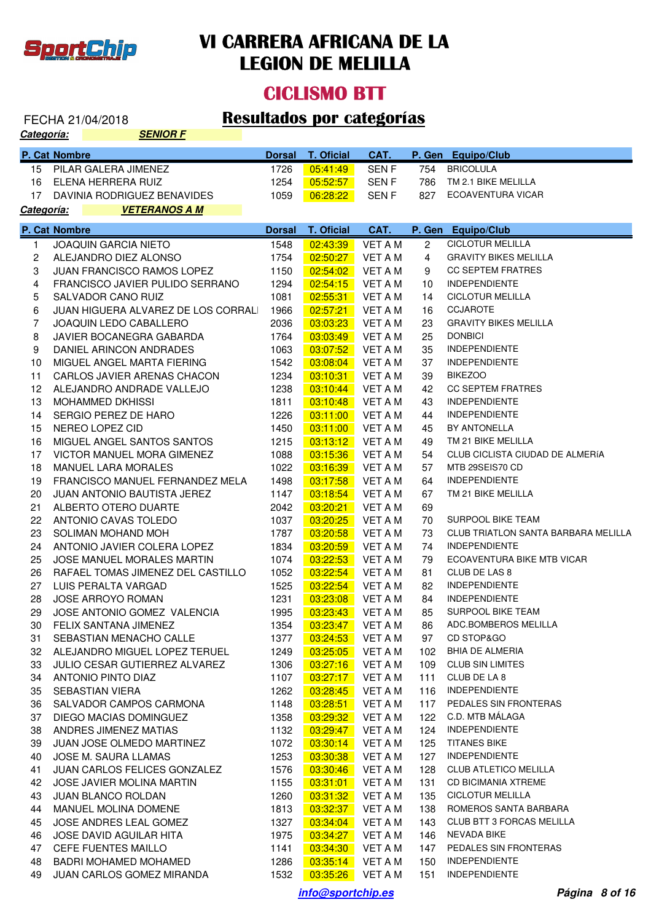# VI CARRERA AFRICANA DE LA LEGION DE MELILLA

## CICLISMO BTT

FECHA 21/04/2018

## Resultados por categorías

***Categoría:*** ***SENIOR F***

| P. Cat | Nombre | Dorsal | T. Oficial | CAT. | P. Gen | Equipo/Club |
|---|---|---|---|---|---|---|
| 15 | PILAR GALERA JIMENEZ | 1726 | 05:41:49 | SEN F | 754 | BRICOLULA |
| 16 | ELENA HERRERA RUIZ | 1254 | 05:52:57 | SEN F | 786 | TM 2.1 BIKE MELILLA |
| 17 | DAVINIA RODRIGUEZ BENAVIDES | 1059 | 06:28:22 | SEN F | 827 | ECOAVENTURA VICAR |

***Categoría:*** ***VETERANOS A M***

| P. Cat | Nombre | Dorsal | T. Oficial | CAT. | P. Gen | Equipo/Club |
|---|---|---|---|---|---|---|
| 1 | JOAQUIN GARCIA NIETO | 1548 | 02:43:39 | VET A M | 2 | CICLOTUR MELILLA |
| 2 | ALEJANDRO DIEZ ALONSO | 1754 | 02:50:27 | VET A M | 4 | GRAVITY BIKES MELILLA |
| 3 | JUAN FRANCISCO RAMOS LOPEZ | 1150 | 02:54:02 | VET A M | 9 | CC SEPTEM FRATRES |
| 4 | FRANCISCO JAVIER PULIDO SERRANO | 1294 | 02:54:15 | VET A M | 10 | INDEPENDIENTE |
| 5 | SALVADOR CANO RUIZ | 1081 | 02:55:31 | VET A M | 14 | CICLOTUR MELILLA |
| 6 | JUAN HIGUERA ALVAREZ DE LOS CORRALI | 1966 | 02:57:21 | VET A M | 16 | CCJAROTE |
| 7 | JOAQUIN LEDO CABALLERO | 2036 | 03:03:23 | VET A M | 23 | GRAVITY BIKES MELILLA |
| 8 | JAVIER BOCANEGRA GABARDA | 1764 | 03:03:49 | VET A M | 25 | DONBICI |
| 9 | DANIEL ARINCON ANDRADES | 1063 | 03:07:52 | VET A M | 35 | INDEPENDIENTE |
| 10 | MIGUEL ANGEL MARTA FIERING | 1542 | 03:08:04 | VET A M | 37 | INDEPENDIENTE |
| 11 | CARLOS JAVIER ARENAS CHACON | 1234 | 03:10:31 | VET A M | 39 | BIKEZOO |
| 12 | ALEJANDRO ANDRADE VALLEJO | 1238 | 03:10:44 | VET A M | 42 | CC SEPTEM FRATRES |
| 13 | MOHAMMED DKHISSI | 1811 | 03:10:48 | VET A M | 43 | INDEPENDIENTE |
| 14 | SERGIO PEREZ DE HARO | 1226 | 03:11:00 | VET A M | 44 | INDEPENDIENTE |
| 15 | NEREO LOPEZ CID | 1450 | 03:11:00 | VET A M | 45 | BY ANTONELLA |
| 16 | MIGUEL ANGEL SANTOS SANTOS | 1215 | 03:13:12 | VET A M | 49 | TM 21 BIKE MELILLA |
| 17 | VICTOR MANUEL MORA GIMENEZ | 1088 | 03:15:36 | VET A M | 54 | CLUB CICLISTA CIUDAD DE ALMERíA |
| 18 | MANUEL LARA MORALES | 1022 | 03:16:39 | VET A M | 57 | MTB 29SEIS70 CD |
| 19 | FRANCISCO MANUEL FERNANDEZ MELA | 1498 | 03:17:58 | VET A M | 64 | INDEPENDIENTE |
| 20 | JUAN ANTONIO BAUTISTA JEREZ | 1147 | 03:18:54 | VET A M | 67 | TM 21 BIKE MELILLA |
| 21 | ALBERTO OTERO DUARTE | 2042 | 03:20:21 | VET A M | 69 | |
| 22 | ANTONIO CAVAS TOLEDO | 1037 | 03:20:25 | VET A M | 70 | SURPOOL BIKE TEAM |
| 23 | SOLIMAN MOHAND MOH | 1787 | 03:20:58 | VET A M | 73 | CLUB TRIATLON SANTA BARBARA MELILLA |
| 24 | ANTONIO JAVIER COLERA LOPEZ | 1834 | 03:20:59 | VET A M | 74 | INDEPENDIENTE |
| 25 | JOSE MANUEL MORALES MARTIN | 1074 | 03:22:53 | VET A M | 79 | ECOAVENTURA BIKE MTB VICAR |
| 26 | RAFAEL TOMAS JIMENEZ DEL CASTILLO | 1052 | 03:22:54 | VET A M | 81 | CLUB DE LAS 8 |
| 27 | LUIS PERALTA VARGAD | 1525 | 03:22:54 | VET A M | 82 | INDEPENDIENTE |
| 28 | JOSE ARROYO ROMAN | 1231 | 03:23:08 | VET A M | 84 | INDEPENDIENTE |
| 29 | JOSE ANTONIO GOMEZ VALENCIA | 1995 | 03:23:43 | VET A M | 85 | SURPOOL BIKE TEAM |
| 30 | FELIX SANTANA JIMENEZ | 1354 | 03:23:47 | VET A M | 86 | ADC.BOMBEROS MELILLA |
| 31 | SEBASTIAN MENACHO CALLE | 1377 | 03:24:53 | VET A M | 97 | CD STOP&GO |
| 32 | ALEJANDRO MIGUEL LOPEZ TERUEL | 1249 | 03:25:05 | VET A M | 102 | BHIA DE ALMERIA |
| 33 | JULIO CESAR GUTIERREZ ALVAREZ | 1306 | 03:27:16 | VET A M | 109 | CLUB SIN LIMITES |
| 34 | ANTONIO PINTO DIAZ | 1107 | 03:27:17 | VET A M | 111 | CLUB DE LA 8 |
| 35 | SEBASTIAN VIERA | 1262 | 03:28:45 | VET A M | 116 | INDEPENDIENTE |
| 36 | SALVADOR CAMPOS CARMONA | 1148 | 03:28:51 | VET A M | 117 | PEDALES SIN FRONTERAS |
| 37 | DIEGO MACIAS DOMINGUEZ | 1358 | 03:29:32 | VET A M | 122 | C.D. MTB MÁLAGA |
| 38 | ANDRES JIMENEZ MATIAS | 1132 | 03:29:47 | VET A M | 124 | INDEPENDIENTE |
| 39 | JUAN JOSE OLMEDO MARTINEZ | 1072 | 03:30:14 | VET A M | 125 | TITANES BIKE |
| 40 | JOSE M. SAURA LLAMAS | 1253 | 03:30:38 | VET A M | 127 | INDEPENDIENTE |
| 41 | JUAN CARLOS FELICES GONZALEZ | 1576 | 03:30:46 | VET A M | 128 | CLUB ATLETICO MELILLA |
| 42 | JOSE JAVIER MOLINA MARTIN | 1155 | 03:31:01 | VET A M | 131 | CD BICIMANIA XTREME |
| 43 | JUAN BLANCO ROLDAN | 1260 | 03:31:32 | VET A M | 135 | CICLOTUR MELILLA |
| 44 | MANUEL MOLINA DOMENE | 1813 | 03:32:37 | VET A M | 138 | ROMEROS SANTA BARBARA |
| 45 | JOSE ANDRES LEAL GOMEZ | 1327 | 03:34:04 | VET A M | 143 | CLUB BTT 3 FORCAS MELILLA |
| 46 | JOSE DAVID AGUILAR HITA | 1975 | 03:34:27 | VET A M | 146 | NEVADA BIKE |
| 47 | CEFE FUENTES MAILLO | 1141 | 03:34:30 | VET A M | 147 | PEDALES SIN FRONTERAS |
| 48 | BADRI MOHAMED MOHAMED | 1286 | 03:35:14 | VET A M | 150 | INDEPENDIENTE |
| 49 | JUAN CARLOS GOMEZ MIRANDA | 1532 | 03:35:26 | VET A M | 151 | INDEPENDIENTE |

info@sportchip.es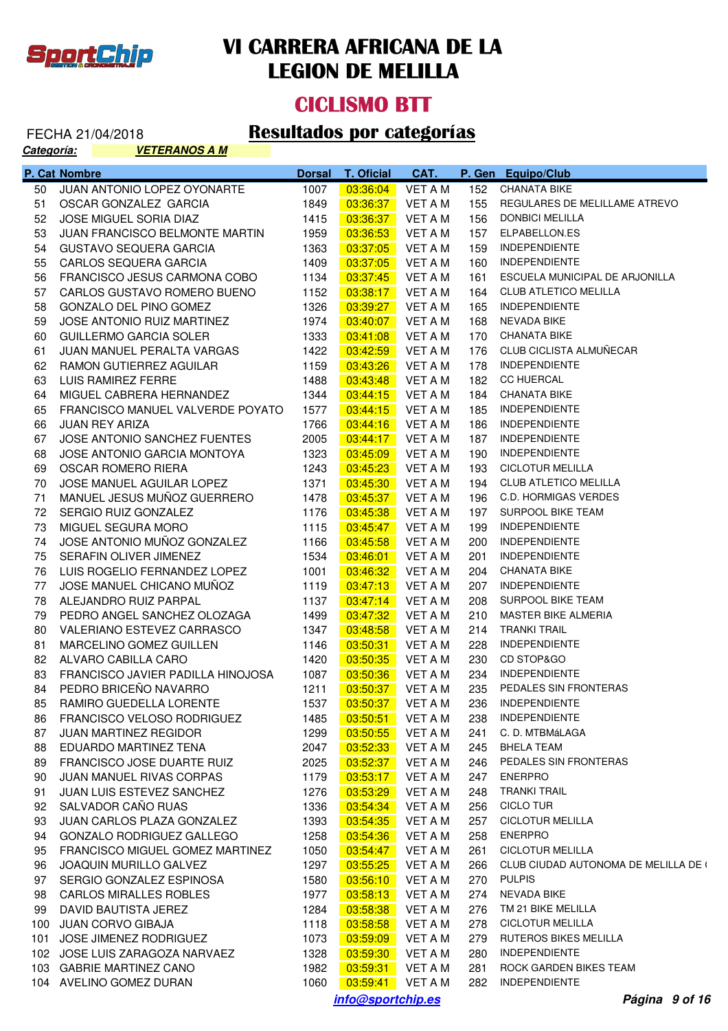# VI CARRERA AFRICANA DE LA LEGION DE MELILLA

## CICLISMO BTT

FECHA 21/04/2018

## Resultados por categorías

***Categoría:*** ***VETERANOS A M***

| P. Cat | Nombre | Dorsal | T. Oficial | CAT. | P. Gen | Equipo/Club |
|---|---|---|---|---|---|---|
| 50 | JUAN ANTONIO LOPEZ OYONARTE | 1007 | 03:36:04 | VET A M | 152 | CHANATA BIKE |
| 51 | OSCAR GONZALEZ GARCIA | 1849 | 03:36:37 | VET A M | 155 | REGULARES DE MELILLAME ATREVO |
| 52 | JOSE MIGUEL SORIA DIAZ | 1415 | 03:36:37 | VET A M | 156 | DONBICI MELILLA |
| 53 | JUAN FRANCISCO BELMONTE MARTIN | 1959 | 03:36:53 | VET A M | 157 | ELPABELLON.ES |
| 54 | GUSTAVO SEQUERA GARCIA | 1363 | 03:37:05 | VET A M | 159 | INDEPENDIENTE |
| 55 | CARLOS SEQUERA GARCIA | 1409 | 03:37:05 | VET A M | 160 | INDEPENDIENTE |
| 56 | FRANCISCO JESUS CARMONA COBO | 1134 | 03:37:45 | VET A M | 161 | ESCUELA MUNICIPAL DE ARJONILLA |
| 57 | CARLOS GUSTAVO ROMERO BUENO | 1152 | 03:38:17 | VET A M | 164 | CLUB ATLETICO MELILLA |
| 58 | GONZALO DEL PINO GOMEZ | 1326 | 03:39:27 | VET A M | 165 | INDEPENDIENTE |
| 59 | JOSE ANTONIO RUIZ MARTINEZ | 1974 | 03:40:07 | VET A M | 168 | NEVADA BIKE |
| 60 | GUILLERMO GARCIA SOLER | 1333 | 03:41:08 | VET A M | 170 | CHANATA BIKE |
| 61 | JUAN MANUEL PERALTA VARGAS | 1422 | 03:42:59 | VET A M | 176 | CLUB CICLISTA ALMUÑECAR |
| 62 | RAMON GUTIERREZ AGUILAR | 1159 | 03:43:26 | VET A M | 178 | INDEPENDIENTE |
| 63 | LUIS RAMIREZ FERRE | 1488 | 03:43:48 | VET A M | 182 | CC HUERCAL |
| 64 | MIGUEL CABRERA HERNANDEZ | 1344 | 03:44:15 | VET A M | 184 | CHANATA BIKE |
| 65 | FRANCISCO MANUEL VALVERDE POYATO | 1577 | 03:44:15 | VET A M | 185 | INDEPENDIENTE |
| 66 | JUAN REY ARIZA | 1766 | 03:44:16 | VET A M | 186 | INDEPENDIENTE |
| 67 | JOSE ANTONIO SANCHEZ FUENTES | 2005 | 03:44:17 | VET A M | 187 | INDEPENDIENTE |
| 68 | JOSE ANTONIO GARCIA MONTOYA | 1323 | 03:45:09 | VET A M | 190 | INDEPENDIENTE |
| 69 | OSCAR ROMERO RIERA | 1243 | 03:45:23 | VET A M | 193 | CICLOTUR MELILLA |
| 70 | JOSE MANUEL AGUILAR LOPEZ | 1371 | 03:45:30 | VET A M | 194 | CLUB ATLETICO MELILLA |
| 71 | MANUEL JESUS MUÑOZ GUERRERO | 1478 | 03:45:37 | VET A M | 196 | C.D. HORMIGAS VERDES |
| 72 | SERGIO RUIZ GONZALEZ | 1176 | 03:45:38 | VET A M | 197 | SURPOOL BIKE TEAM |
| 73 | MIGUEL SEGURA MORO | 1115 | 03:45:47 | VET A M | 199 | INDEPENDIENTE |
| 74 | JOSE ANTONIO MUÑOZ GONZALEZ | 1166 | 03:45:58 | VET A M | 200 | INDEPENDIENTE |
| 75 | SERAFIN OLIVER JIMENEZ | 1534 | 03:46:01 | VET A M | 201 | INDEPENDIENTE |
| 76 | LUIS ROGELIO FERNANDEZ LOPEZ | 1001 | 03:46:32 | VET A M | 204 | CHANATA BIKE |
| 77 | JOSE MANUEL CHICANO MUÑOZ | 1119 | 03:47:13 | VET A M | 207 | INDEPENDIENTE |
| 78 | ALEJANDRO RUIZ PARPAL | 1137 | 03:47:14 | VET A M | 208 | SURPOOL BIKE TEAM |
| 79 | PEDRO ANGEL SANCHEZ OLOZAGA | 1499 | 03:47:32 | VET A M | 210 | MASTER BIKE ALMERIA |
| 80 | VALERIANO ESTEVEZ CARRASCO | 1347 | 03:48:58 | VET A M | 214 | TRANKI TRAIL |
| 81 | MARCELINO GOMEZ GUILLEN | 1146 | 03:50:31 | VET A M | 228 | INDEPENDIENTE |
| 82 | ALVARO CABILLA CARO | 1420 | 03:50:35 | VET A M | 230 | CD STOP&GO |
| 83 | FRANCISCO JAVIER PADILLA HINOJOSA | 1087 | 03:50:36 | VET A M | 234 | INDEPENDIENTE |
| 84 | PEDRO BRICEÑO NAVARRO | 1211 | 03:50:37 | VET A M | 235 | PEDALES SIN FRONTERAS |
| 85 | RAMIRO GUEDELLA LORENTE | 1537 | 03:50:37 | VET A M | 236 | INDEPENDIENTE |
| 86 | FRANCISCO VELOSO RODRIGUEZ | 1485 | 03:50:51 | VET A M | 238 | INDEPENDIENTE |
| 87 | JUAN MARTINEZ REGIDOR | 1299 | 03:50:55 | VET A M | 241 | C. D. MTBMáLAGA |
| 88 | EDUARDO MARTINEZ TENA | 2047 | 03:52:33 | VET A M | 245 | BHELA TEAM |
| 89 | FRANCISCO JOSE DUARTE RUIZ | 2025 | 03:52:37 | VET A M | 246 | PEDALES SIN FRONTERAS |
| 90 | JUAN MANUEL RIVAS CORPAS | 1179 | 03:53:17 | VET A M | 247 | ENERPRO |
| 91 | JUAN LUIS ESTEVEZ SANCHEZ | 1276 | 03:53:29 | VET A M | 248 | TRANKI TRAIL |
| 92 | SALVADOR CAÑO RUAS | 1336 | 03:54:34 | VET A M | 256 | CICLO TUR |
| 93 | JUAN CARLOS PLAZA GONZALEZ | 1393 | 03:54:35 | VET A M | 257 | CICLOTUR MELILLA |
| 94 | GONZALO RODRIGUEZ GALLEGO | 1258 | 03:54:36 | VET A M | 258 | ENERPRO |
| 95 | FRANCISCO MIGUEL GOMEZ MARTINEZ | 1050 | 03:54:47 | VET A M | 261 | CICLOTUR MELILLA |
| 96 | JOAQUIN MURILLO GALVEZ | 1297 | 03:55:25 | VET A M | 266 | CLUB CIUDAD AUTONOMA DE MELILLA DE ( |
| 97 | SERGIO GONZALEZ ESPINOSA | 1580 | 03:56:10 | VET A M | 270 | PULPIS |
| 98 | CARLOS MIRALLES ROBLES | 1977 | 03:58:13 | VET A M | 274 | NEVADA BIKE |
| 99 | DAVID BAUTISTA JEREZ | 1284 | 03:58:38 | VET A M | 276 | TM 21 BIKE MELILLA |
| 100 | JUAN CORVO GIBAJA | 1118 | 03:58:58 | VET A M | 278 | CICLOTUR MELILLA |
| 101 | JOSE JIMENEZ RODRIGUEZ | 1073 | 03:59:09 | VET A M | 279 | RUTEROS BIKES MELILLA |
| 102 | JOSE LUIS ZARAGOZA NARVAEZ | 1328 | 03:59:30 | VET A M | 280 | INDEPENDIENTE |
| 103 | GABRIE MARTINEZ CANO | 1982 | 03:59:31 | VET A M | 281 | ROCK GARDEN BIKES TEAM |
| 104 | AVELINO GOMEZ DURAN | 1060 | 03:59:41 | VET A M | 282 | INDEPENDIENTE |

info@sportchip.es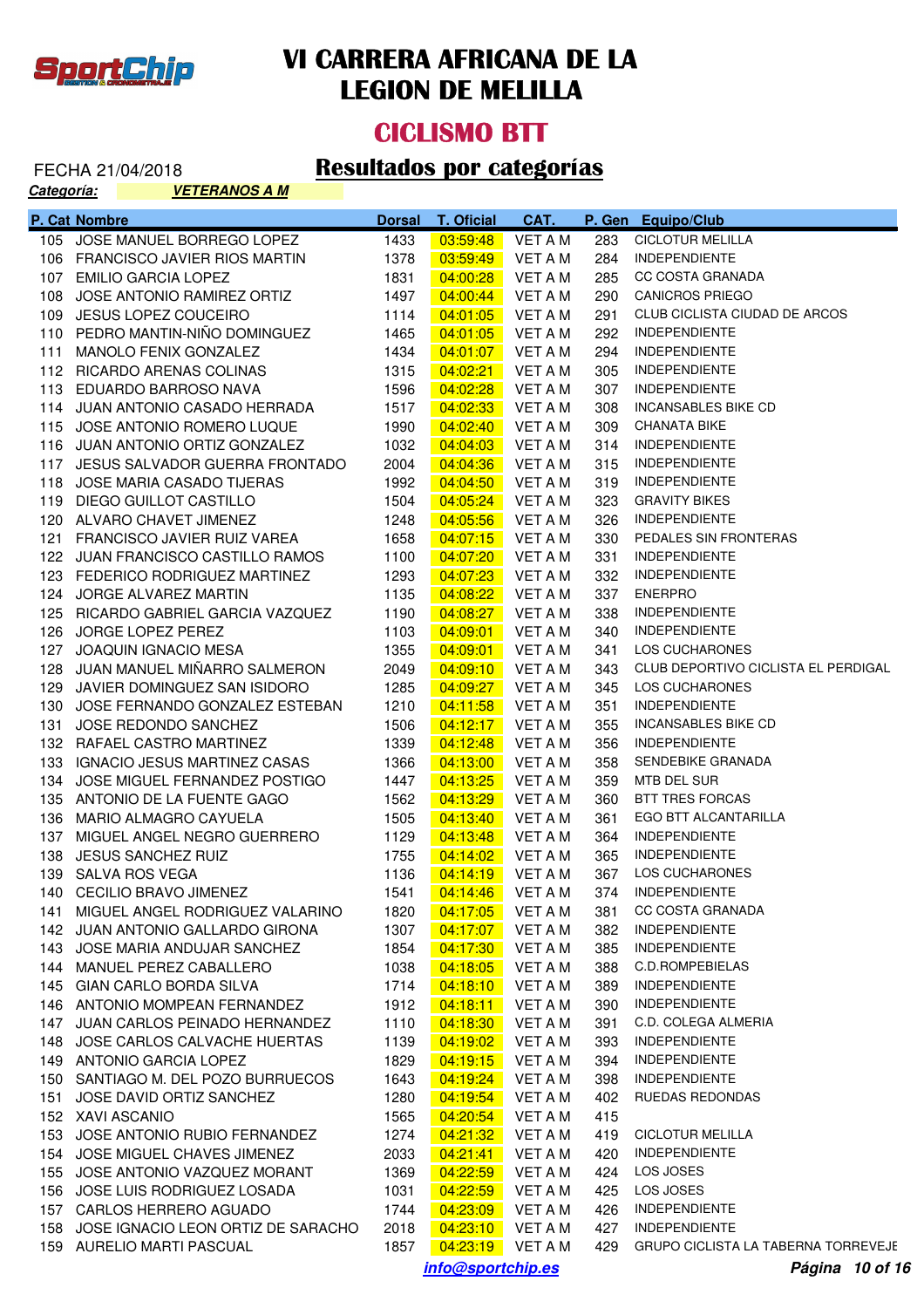# VI CARRERA AFRICANA DE LA LEGION DE MELILLA

## CICLISMO BTT

FECHA 21/04/2018

## Resultados por categorías

***Categoría:*** ***VETERANOS A M***

| P. Cat | Nombre | Dorsal | T. Oficial | CAT. | P. Gen | Equipo/Club |
|---|---|---|---|---|---|---|
| 105 | JOSE MANUEL BORREGO LOPEZ | 1433 | 03:59:48 | VET A M | 283 | CICLOTUR MELILLA |
| 106 | FRANCISCO JAVIER RIOS MARTIN | 1378 | 03:59:49 | VET A M | 284 | INDEPENDIENTE |
| 107 | EMILIO GARCIA LOPEZ | 1831 | 04:00:28 | VET A M | 285 | CC COSTA GRANADA |
| 108 | JOSE ANTONIO RAMIREZ ORTIZ | 1497 | 04:00:44 | VET A M | 290 | CANICROS PRIEGO |
| 109 | JESUS LOPEZ COUCEIRO | 1114 | 04:01:05 | VET A M | 291 | CLUB CICLISTA CIUDAD DE ARCOS |
| 110 | PEDRO MANTIN-NIÑO DOMINGUEZ | 1465 | 04:01:05 | VET A M | 292 | INDEPENDIENTE |
| 111 | MANOLO FENIX GONZALEZ | 1434 | 04:01:07 | VET A M | 294 | INDEPENDIENTE |
| 112 | RICARDO ARENAS COLINAS | 1315 | 04:02:21 | VET A M | 305 | INDEPENDIENTE |
| 113 | EDUARDO BARROSO NAVA | 1596 | 04:02:28 | VET A M | 307 | INDEPENDIENTE |
| 114 | JUAN ANTONIO CASADO HERRADA | 1517 | 04:02:33 | VET A M | 308 | INCANSABLES BIKE CD |
| 115 | JOSE ANTONIO ROMERO LUQUE | 1990 | 04:02:40 | VET A M | 309 | CHANATA BIKE |
| 116 | JUAN ANTONIO ORTIZ GONZALEZ | 1032 | 04:04:03 | VET A M | 314 | INDEPENDIENTE |
| 117 | JESUS SALVADOR GUERRA FRONTADO | 2004 | 04:04:36 | VET A M | 315 | INDEPENDIENTE |
| 118 | JOSE MARIA CASADO TIJERAS | 1992 | 04:04:50 | VET A M | 319 | INDEPENDIENTE |
| 119 | DIEGO GUILLOT CASTILLO | 1504 | 04:05:24 | VET A M | 323 | GRAVITY BIKES |
| 120 | ALVARO CHAVET JIMENEZ | 1248 | 04:05:56 | VET A M | 326 | INDEPENDIENTE |
| 121 | FRANCISCO JAVIER RUIZ VAREA | 1658 | 04:07:15 | VET A M | 330 | PEDALES SIN FRONTERAS |
| 122 | JUAN FRANCISCO CASTILLO RAMOS | 1100 | 04:07:20 | VET A M | 331 | INDEPENDIENTE |
| 123 | FEDERICO RODRIGUEZ MARTINEZ | 1293 | 04:07:23 | VET A M | 332 | INDEPENDIENTE |
| 124 | JORGE ALVAREZ MARTIN | 1135 | 04:08:22 | VET A M | 337 | ENERPRO |
| 125 | RICARDO GABRIEL GARCIA VAZQUEZ | 1190 | 04:08:27 | VET A M | 338 | INDEPENDIENTE |
| 126 | JORGE LOPEZ PEREZ | 1103 | 04:09:01 | VET A M | 340 | INDEPENDIENTE |
| 127 | JOAQUIN IGNACIO MESA | 1355 | 04:09:01 | VET A M | 341 | LOS CUCHARONES |
| 128 | JUAN MANUEL MIÑARRO SALMERON | 2049 | 04:09:10 | VET A M | 343 | CLUB DEPORTIVO CICLISTA EL PERDIGAL |
| 129 | JAVIER DOMINGUEZ SAN ISIDORO | 1285 | 04:09:27 | VET A M | 345 | LOS CUCHARONES |
| 130 | JOSE FERNANDO GONZALEZ ESTEBAN | 1210 | 04:11:58 | VET A M | 351 | INDEPENDIENTE |
| 131 | JOSE REDONDO SANCHEZ | 1506 | 04:12:17 | VET A M | 355 | INCANSABLES BIKE CD |
| 132 | RAFAEL CASTRO MARTINEZ | 1339 | 04:12:48 | VET A M | 356 | INDEPENDIENTE |
| 133 | IGNACIO JESUS MARTINEZ CASAS | 1366 | 04:13:00 | VET A M | 358 | SENDEBIKE GRANADA |
| 134 | JOSE MIGUEL FERNANDEZ POSTIGO | 1447 | 04:13:25 | VET A M | 359 | MTB DEL SUR |
| 135 | ANTONIO DE LA FUENTE GAGO | 1562 | 04:13:29 | VET A M | 360 | BTT TRES FORCAS |
| 136 | MARIO ALMAGRO CAYUELA | 1505 | 04:13:40 | VET A M | 361 | EGO BTT ALCANTARILLA |
| 137 | MIGUEL ANGEL NEGRO GUERRERO | 1129 | 04:13:48 | VET A M | 364 | INDEPENDIENTE |
| 138 | JESUS SANCHEZ RUIZ | 1755 | 04:14:02 | VET A M | 365 | INDEPENDIENTE |
| 139 | SALVA ROS VEGA | 1136 | 04:14:19 | VET A M | 367 | LOS CUCHARONES |
| 140 | CECILIO BRAVO JIMENEZ | 1541 | 04:14:46 | VET A M | 374 | INDEPENDIENTE |
| 141 | MIGUEL ANGEL RODRIGUEZ VALARINO | 1820 | 04:17:05 | VET A M | 381 | CC COSTA GRANADA |
| 142 | JUAN ANTONIO GALLARDO GIRONA | 1307 | 04:17:07 | VET A M | 382 | INDEPENDIENTE |
| 143 | JOSE MARIA ANDUJAR SANCHEZ | 1854 | 04:17:30 | VET A M | 385 | INDEPENDIENTE |
| 144 | MANUEL PEREZ CABALLERO | 1038 | 04:18:05 | VET A M | 388 | C.D.ROMPEBIELAS |
| 145 | GIAN CARLO BORDA SILVA | 1714 | 04:18:10 | VET A M | 389 | INDEPENDIENTE |
| 146 | ANTONIO MOMPEAN FERNANDEZ | 1912 | 04:18:11 | VET A M | 390 | INDEPENDIENTE |
| 147 | JUAN CARLOS PEINADO HERNANDEZ | 1110 | 04:18:30 | VET A M | 391 | C.D. COLEGA ALMERIA |
| 148 | JOSE CARLOS CALVACHE HUERTAS | 1139 | 04:19:02 | VET A M | 393 | INDEPENDIENTE |
| 149 | ANTONIO GARCIA LOPEZ | 1829 | 04:19:15 | VET A M | 394 | INDEPENDIENTE |
| 150 | SANTIAGO M. DEL POZO BURRUECOS | 1643 | 04:19:24 | VET A M | 398 | INDEPENDIENTE |
| 151 | JOSE DAVID ORTIZ SANCHEZ | 1280 | 04:19:54 | VET A M | 402 | RUEDAS REDONDAS |
| 152 | XAVI ASCANIO | 1565 | 04:20:54 | VET A M | 415 | |
| 153 | JOSE ANTONIO RUBIO FERNANDEZ | 1274 | 04:21:32 | VET A M | 419 | CICLOTUR MELILLA |
| 154 | JOSE MIGUEL CHAVES JIMENEZ | 2033 | 04:21:41 | VET A M | 420 | INDEPENDIENTE |
| 155 | JOSE ANTONIO VAZQUEZ MORANT | 1369 | 04:22:59 | VET A M | 424 | LOS JOSES |
| 156 | JOSE LUIS RODRIGUEZ LOSADA | 1031 | 04:22:59 | VET A M | 425 | LOS JOSES |
| 157 | CARLOS HERRERO AGUADO | 1744 | 04:23:09 | VET A M | 426 | INDEPENDIENTE |
| 158 | JOSE IGNACIO LEON ORTIZ DE SARACHO | 2018 | 04:23:10 | VET A M | 427 | INDEPENDIENTE |
| 159 | AURELIO MARTI PASCUAL | 1857 | 04:23:19 | VET A M | 429 | GRUPO CICLISTA LA TABERNA TORREVEJE |

***info@sportchip.es***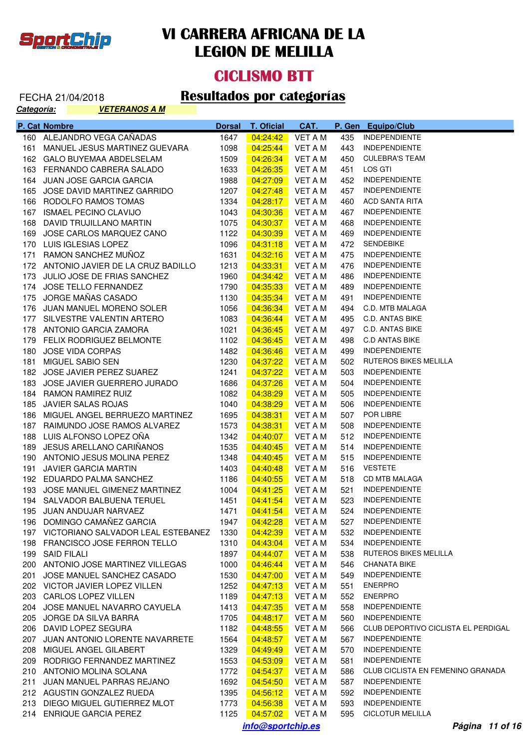# VI CARRERA AFRICANA DE LA LEGION DE MELILLA

## CICLISMO BTT

FECHA 21/04/2018

## Resultados por categorías

***Categoría:*** ***VETERANOS A M***

| P. Cat | Nombre | Dorsal | T. Oficial | CAT. | P. Gen | Equipo/Club |
|---|---|---|---|---|---|---|
| 160 | ALEJANDRO VEGA CAÑADAS | 1647 | 04:24:42 | VET A M | 435 | INDEPENDIENTE |
| 161 | MANUEL JESUS MARTINEZ GUEVARA | 1098 | 04:25:44 | VET A M | 443 | INDEPENDIENTE |
| 162 | GALO BUYEMAA ABDELSELAM | 1509 | 04:26:34 | VET A M | 450 | CULEBRA'S TEAM |
| 163 | FERNANDO CABRERA SALADO | 1633 | 04:26:35 | VET A M | 451 | LOS GTI |
| 164 | JUAN JOSE GARCIA GARCIA | 1988 | 04:27:09 | VET A M | 452 | INDEPENDIENTE |
| 165 | JOSE DAVID MARTINEZ GARRIDO | 1207 | 04:27:48 | VET A M | 457 | INDEPENDIENTE |
| 166 | RODOLFO RAMOS TOMAS | 1334 | 04:28:17 | VET A M | 460 | ACD SANTA RITA |
| 167 | ISMAEL PECINO CLAVIJO | 1043 | 04:30:36 | VET A M | 467 | INDEPENDIENTE |
| 168 | DAVID TRUJILLANO MARTIN | 1075 | 04:30:37 | VET A M | 468 | INDEPENDIENTE |
| 169 | JOSE CARLOS MARQUEZ CANO | 1122 | 04:30:39 | VET A M | 469 | INDEPENDIENTE |
| 170 | LUIS IGLESIAS LOPEZ | 1096 | 04:31:18 | VET A M | 472 | SENDEBIKE |
| 171 | RAMON SANCHEZ MUÑOZ | 1631 | 04:32:16 | VET A M | 475 | INDEPENDIENTE |
| 172 | ANTONIO JAVIER DE LA CRUZ BADILLO | 1213 | 04:33:31 | VET A M | 476 | INDEPENDIENTE |
| 173 | JULIO JOSE DE FRIAS SANCHEZ | 1960 | 04:34:42 | VET A M | 486 | INDEPENDIENTE |
| 174 | JOSE TELLO FERNANDEZ | 1790 | 04:35:33 | VET A M | 489 | INDEPENDIENTE |
| 175 | JORGE MAÑAS CASADO | 1130 | 04:35:34 | VET A M | 491 | INDEPENDIENTE |
| 176 | JUAN MANUEL MORENO SOLER | 1056 | 04:36:34 | VET A M | 494 | C.D. MTB MALAGA |
| 177 | SILVESTRE VALENTIN ARTERO | 1083 | 04:36:44 | VET A M | 495 | C.D. ANTAS BIKE |
| 178 | ANTONIO GARCIA ZAMORA | 1021 | 04:36:45 | VET A M | 497 | C.D. ANTAS BIKE |
| 179 | FELIX RODRIGUEZ BELMONTE | 1102 | 04:36:45 | VET A M | 498 | C.D ANTAS BIKE |
| 180 | JOSE VIDA CORPAS | 1482 | 04:36:46 | VET A M | 499 | INDEPENDIENTE |
| 181 | MIGUEL SABIO SEN | 1230 | 04:37:22 | VET A M | 502 | RUTEROS BIKES MELILLA |
| 182 | JOSE JAVIER PEREZ SUAREZ | 1241 | 04:37:22 | VET A M | 503 | INDEPENDIENTE |
| 183 | JOSE JAVIER GUERRERO JURADO | 1686 | 04:37:26 | VET A M | 504 | INDEPENDIENTE |
| 184 | RAMON RAMIREZ RUIZ | 1082 | 04:38:29 | VET A M | 505 | INDEPENDIENTE |
| 185 | JAVIER SALAS ROJAS | 1040 | 04:38:29 | VET A M | 506 | INDEPENDIENTE |
| 186 | MIGUEL ANGEL BERRUEZO MARTINEZ | 1695 | 04:38:31 | VET A M | 507 | POR LIBRE |
| 187 | RAIMUNDO JOSE RAMOS ALVAREZ | 1573 | 04:38:31 | VET A M | 508 | INDEPENDIENTE |
| 188 | LUIS ALFONSO LOPEZ OÑA | 1342 | 04:40:07 | VET A M | 512 | INDEPENDIENTE |
| 189 | JESUS ARELLANO CARIÑANOS | 1535 | 04:40:45 | VET A M | 514 | INDEPENDIENTE |
| 190 | ANTONIO JESUS MOLINA PEREZ | 1348 | 04:40:45 | VET A M | 515 | INDEPENDIENTE |
| 191 | JAVIER GARCIA MARTIN | 1403 | 04:40:48 | VET A M | 516 | VESTETE |
| 192 | EDUARDO PALMA SANCHEZ | 1186 | 04:40:55 | VET A M | 518 | CD MTB MALAGA |
| 193 | JOSE MANUEL GIMENEZ MARTINEZ | 1004 | 04:41:25 | VET A M | 521 | INDEPENDIENTE |
| 194 | SALVADOR BALBUENA TERUEL | 1451 | 04:41:54 | VET A M | 523 | INDEPENDIENTE |
| 195 | JUAN ANDUJAR NARVAEZ | 1471 | 04:41:54 | VET A M | 524 | INDEPENDIENTE |
| 196 | DOMINGO CAMAÑEZ GARCIA | 1947 | 04:42:28 | VET A M | 527 | INDEPENDIENTE |
| 197 | VICTORIANO SALVADOR LEAL ESTEBANEZ | 1330 | 04:42:39 | VET A M | 532 | INDEPENDIENTE |
| 198 | FRANCISCO JOSE FERRON TELLO | 1310 | 04:43:04 | VET A M | 534 | INDEPENDIENTE |
| 199 | SAID FILALI | 1897 | 04:44:07 | VET A M | 538 | RUTEROS BIKES MELILLA |
| 200 | ANTONIO JOSE MARTINEZ VILLEGAS | 1000 | 04:46:44 | VET A M | 546 | CHANATA BIKE |
| 201 | JOSE MANUEL SANCHEZ CASADO | 1530 | 04:47:00 | VET A M | 549 | INDEPENDIENTE |
| 202 | VICTOR JAVIER LOPEZ VILLEN | 1252 | 04:47:13 | VET A M | 551 | ENERPRO |
| 203 | CARLOS LOPEZ VILLEN | 1189 | 04:47:13 | VET A M | 552 | ENERPRO |
| 204 | JOSE MANUEL NAVARRO CAYUELA | 1413 | 04:47:35 | VET A M | 558 | INDEPENDIENTE |
| 205 | JORGE DA SILVA BARRA | 1705 | 04:48:17 | VET A M | 560 | INDEPENDIENTE |
| 206 | DAVID LOPEZ SEGURA | 1182 | 04:48:55 | VET A M | 566 | CLUB DEPORTIVO CICLISTA EL PERDIGAL |
| 207 | JUAN ANTONIO LORENTE NAVARRETE | 1564 | 04:48:57 | VET A M | 567 | INDEPENDIENTE |
| 208 | MIGUEL ANGEL GILABERT | 1329 | 04:49:49 | VET A M | 570 | INDEPENDIENTE |
| 209 | RODRIGO FERNANDEZ MARTINEZ | 1553 | 04:53:09 | VET A M | 581 | INDEPENDIENTE |
| 210 | ANTONIO MOLINA SOLANA | 1772 | 04:54:37 | VET A M | 586 | CLUB CICLISTA EN FEMENINO GRANADA |
| 211 | JUAN MANUEL PARRAS REJANO | 1692 | 04:54:50 | VET A M | 587 | INDEPENDIENTE |
| 212 | AGUSTIN GONZALEZ RUEDA | 1395 | 04:56:12 | VET A M | 592 | INDEPENDIENTE |
| 213 | DIEGO MIGUEL GUTIERREZ MLOT | 1773 | 04:56:38 | VET A M | 593 | INDEPENDIENTE |
| 214 | ENRIQUE GARCIA PEREZ | 1125 | 04:57:02 | VET A M | 595 | CICLOTUR MELILLA |

***info@sportchip.es***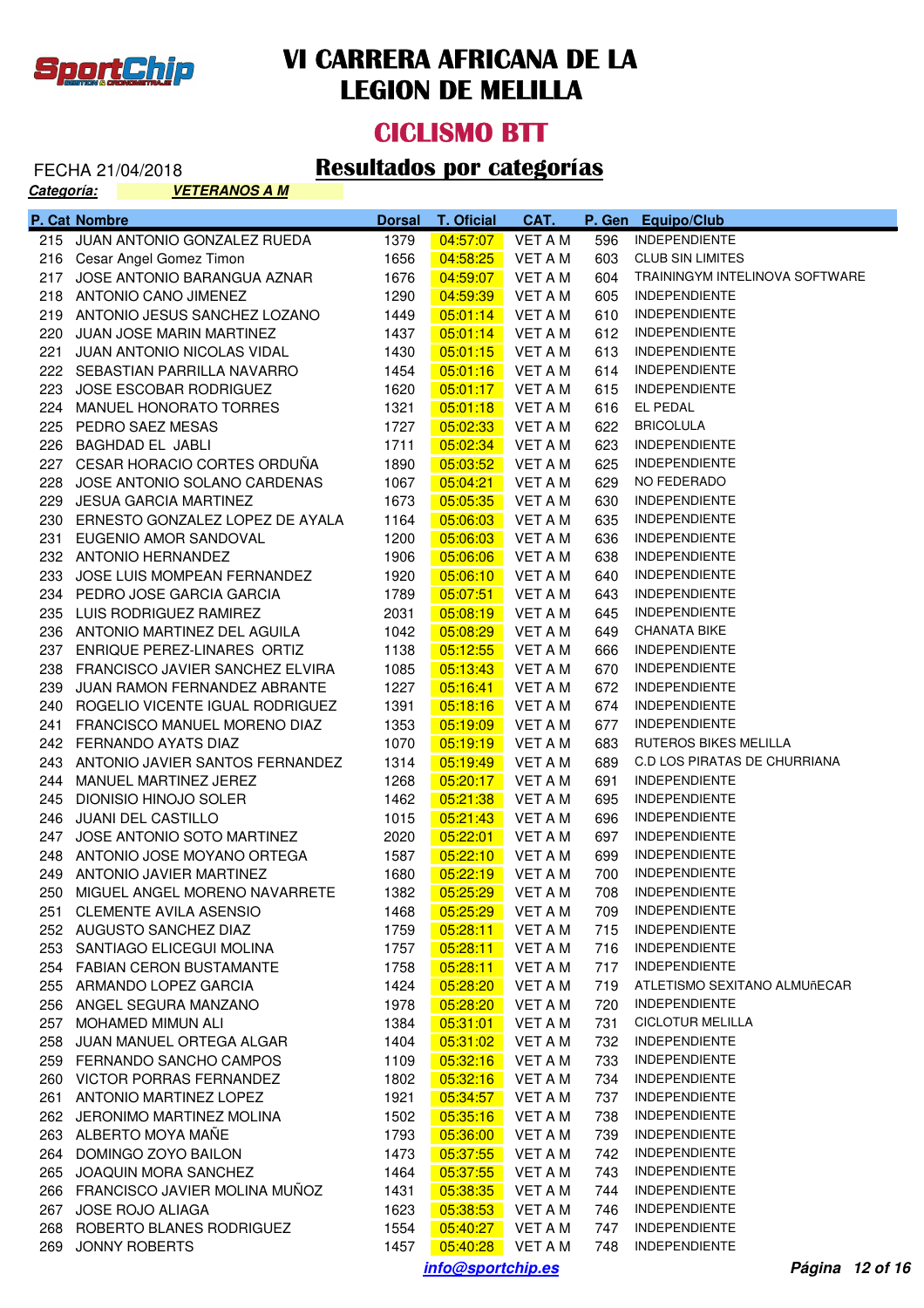# VI CARRERA AFRICANA DE LA LEGION DE MELILLA

## CICLISMO BTT

FECHA 21/04/2018

## Resultados por categorías

***Categoría:*** ***VETERANOS A M***

| P. Cat | Nombre | Dorsal | T. Oficial | CAT. | P. Gen | Equipo/Club |
|---|---|---|---|---|---|---|
| 215 | JUAN ANTONIO GONZALEZ RUEDA | 1379 | 04:57:07 | VET A M | 596 | INDEPENDIENTE |
| 216 | Cesar Angel Gomez Timon | 1656 | 04:58:25 | VET A M | 603 | CLUB SIN LIMITES |
| 217 | JOSE ANTONIO BARANGUA AZNAR | 1676 | 04:59:07 | VET A M | 604 | TRAININGYM INTELINOVA SOFTWARE |
| 218 | ANTONIO CANO JIMENEZ | 1290 | 04:59:39 | VET A M | 605 | INDEPENDIENTE |
| 219 | ANTONIO JESUS SANCHEZ LOZANO | 1449 | 05:01:14 | VET A M | 610 | INDEPENDIENTE |
| 220 | JUAN JOSE MARIN MARTINEZ | 1437 | 05:01:14 | VET A M | 612 | INDEPENDIENTE |
| 221 | JUAN ANTONIO NICOLAS VIDAL | 1430 | 05:01:15 | VET A M | 613 | INDEPENDIENTE |
| 222 | SEBASTIAN PARRILLA NAVARRO | 1454 | 05:01:16 | VET A M | 614 | INDEPENDIENTE |
| 223 | JOSE ESCOBAR RODRIGUEZ | 1620 | 05:01:17 | VET A M | 615 | INDEPENDIENTE |
| 224 | MANUEL HONORATO TORRES | 1321 | 05:01:18 | VET A M | 616 | EL PEDAL |
| 225 | PEDRO SAEZ MESAS | 1727 | 05:02:33 | VET A M | 622 | BRICOLULA |
| 226 | BAGHDAD EL JABLI | 1711 | 05:02:34 | VET A M | 623 | INDEPENDIENTE |
| 227 | CESAR HORACIO CORTES ORDUÑA | 1890 | 05:03:52 | VET A M | 625 | INDEPENDIENTE |
| 228 | JOSE ANTONIO SOLANO CARDENAS | 1067 | 05:04:21 | VET A M | 629 | NO FEDERADO |
| 229 | JESUA GARCIA MARTINEZ | 1673 | 05:05:35 | VET A M | 630 | INDEPENDIENTE |
| 230 | ERNESTO GONZALEZ LOPEZ DE AYALA | 1164 | 05:06:03 | VET A M | 635 | INDEPENDIENTE |
| 231 | EUGENIO AMOR SANDOVAL | 1200 | 05:06:03 | VET A M | 636 | INDEPENDIENTE |
| 232 | ANTONIO HERNANDEZ | 1906 | 05:06:06 | VET A M | 638 | INDEPENDIENTE |
| 233 | JOSE LUIS MOMPEAN FERNANDEZ | 1920 | 05:06:10 | VET A M | 640 | INDEPENDIENTE |
| 234 | PEDRO JOSE GARCIA GARCIA | 1789 | 05:07:51 | VET A M | 643 | INDEPENDIENTE |
| 235 | LUIS RODRIGUEZ RAMIREZ | 2031 | 05:08:19 | VET A M | 645 | INDEPENDIENTE |
| 236 | ANTONIO MARTINEZ DEL AGUILA | 1042 | 05:08:29 | VET A M | 649 | CHANATA BIKE |
| 237 | ENRIQUE PEREZ-LINARES ORTIZ | 1138 | 05:12:55 | VET A M | 666 | INDEPENDIENTE |
| 238 | FRANCISCO JAVIER SANCHEZ ELVIRA | 1085 | 05:13:43 | VET A M | 670 | INDEPENDIENTE |
| 239 | JUAN RAMON FERNANDEZ ABRANTE | 1227 | 05:16:41 | VET A M | 672 | INDEPENDIENTE |
| 240 | ROGELIO VICENTE IGUAL RODRIGUEZ | 1391 | 05:18:16 | VET A M | 674 | INDEPENDIENTE |
| 241 | FRANCISCO MANUEL MORENO DIAZ | 1353 | 05:19:09 | VET A M | 677 | INDEPENDIENTE |
| 242 | FERNANDO AYATS DIAZ | 1070 | 05:19:19 | VET A M | 683 | RUTEROS BIKES MELILLA |
| 243 | ANTONIO JAVIER SANTOS FERNANDEZ | 1314 | 05:19:49 | VET A M | 689 | C.D LOS PIRATAS DE CHURRIANA |
| 244 | MANUEL MARTINEZ JEREZ | 1268 | 05:20:17 | VET A M | 691 | INDEPENDIENTE |
| 245 | DIONISIO HINOJO SOLER | 1462 | 05:21:38 | VET A M | 695 | INDEPENDIENTE |
| 246 | JUANI DEL CASTILLO | 1015 | 05:21:43 | VET A M | 696 | INDEPENDIENTE |
| 247 | JOSE ANTONIO SOTO MARTINEZ | 2020 | 05:22:01 | VET A M | 697 | INDEPENDIENTE |
| 248 | ANTONIO JOSE MOYANO ORTEGA | 1587 | 05:22:10 | VET A M | 699 | INDEPENDIENTE |
| 249 | ANTONIO JAVIER MARTINEZ | 1680 | 05:22:19 | VET A M | 700 | INDEPENDIENTE |
| 250 | MIGUEL ANGEL MORENO NAVARRETE | 1382 | 05:25:29 | VET A M | 708 | INDEPENDIENTE |
| 251 | CLEMENTE AVILA ASENSIO | 1468 | 05:25:29 | VET A M | 709 | INDEPENDIENTE |
| 252 | AUGUSTO SANCHEZ DIAZ | 1759 | 05:28:11 | VET A M | 715 | INDEPENDIENTE |
| 253 | SANTIAGO ELICEGUI MOLINA | 1757 | 05:28:11 | VET A M | 716 | INDEPENDIENTE |
| 254 | FABIAN CERON BUSTAMANTE | 1758 | 05:28:11 | VET A M | 717 | INDEPENDIENTE |
| 255 | ARMANDO LOPEZ GARCIA | 1424 | 05:28:20 | VET A M | 719 | ATLETISMO SEXITANO ALMUñECAR |
| 256 | ANGEL SEGURA MANZANO | 1978 | 05:28:20 | VET A M | 720 | INDEPENDIENTE |
| 257 | MOHAMED MIMUN ALI | 1384 | 05:31:01 | VET A M | 731 | CICLOTUR MELILLA |
| 258 | JUAN MANUEL ORTEGA ALGAR | 1404 | 05:31:02 | VET A M | 732 | INDEPENDIENTE |
| 259 | FERNANDO SANCHO CAMPOS | 1109 | 05:32:16 | VET A M | 733 | INDEPENDIENTE |
| 260 | VICTOR PORRAS FERNANDEZ | 1802 | 05:32:16 | VET A M | 734 | INDEPENDIENTE |
| 261 | ANTONIO MARTINEZ LOPEZ | 1921 | 05:34:57 | VET A M | 737 | INDEPENDIENTE |
| 262 | JERONIMO MARTINEZ MOLINA | 1502 | 05:35:16 | VET A M | 738 | INDEPENDIENTE |
| 263 | ALBERTO MOYA MAÑE | 1793 | 05:36:00 | VET A M | 739 | INDEPENDIENTE |
| 264 | DOMINGO ZOYO BAILON | 1473 | 05:37:55 | VET A M | 742 | INDEPENDIENTE |
| 265 | JOAQUIN MORA SANCHEZ | 1464 | 05:37:55 | VET A M | 743 | INDEPENDIENTE |
| 266 | FRANCISCO JAVIER MOLINA MUÑOZ | 1431 | 05:38:35 | VET A M | 744 | INDEPENDIENTE |
| 267 | JOSE ROJO ALIAGA | 1623 | 05:38:53 | VET A M | 746 | INDEPENDIENTE |
| 268 | ROBERTO BLANES RODRIGUEZ | 1554 | 05:40:27 | VET A M | 747 | INDEPENDIENTE |
| 269 | JONNY ROBERTS | 1457 | 05:40:28 | VET A M | 748 | INDEPENDIENTE |

***info@sportchip.es***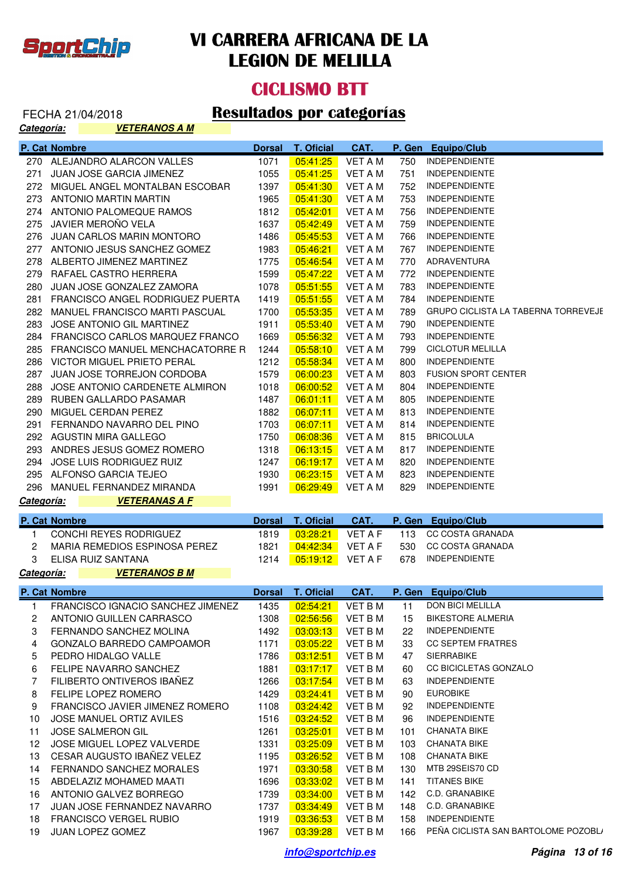# VI CARRERA AFRICANA DE LA LEGION DE MELILLA

## CICLISMO BTT

FECHA 21/04/2018

## Resultados por categorías

***Categoría:*** ***VETERANOS A M***

| P. Cat | Nombre | Dorsal | T. Oficial | CAT. | P. Gen | Equipo/Club |
|---|---|---|---|---|---|---|
| 270 | ALEJANDRO ALARCON VALLES | 1071 | 05:41:25 | VET A M | 750 | INDEPENDIENTE |
| 271 | JUAN JOSE GARCIA JIMENEZ | 1055 | 05:41:25 | VET A M | 751 | INDEPENDIENTE |
| 272 | MIGUEL ANGEL MONTALBAN ESCOBAR | 1397 | 05:41:30 | VET A M | 752 | INDEPENDIENTE |
| 273 | ANTONIO MARTIN MARTIN | 1965 | 05:41:30 | VET A M | 753 | INDEPENDIENTE |
| 274 | ANTONIO PALOMEQUE RAMOS | 1812 | 05:42:01 | VET A M | 756 | INDEPENDIENTE |
| 275 | JAVIER MEROÑO VELA | 1637 | 05:42:49 | VET A M | 759 | INDEPENDIENTE |
| 276 | JUAN CARLOS MARIN MONTORO | 1486 | 05:45:53 | VET A M | 766 | INDEPENDIENTE |
| 277 | ANTONIO JESUS SANCHEZ GOMEZ | 1983 | 05:46:21 | VET A M | 767 | INDEPENDIENTE |
| 278 | ALBERTO JIMENEZ MARTINEZ | 1775 | 05:46:54 | VET A M | 770 | ADRAVENTURA |
| 279 | RAFAEL CASTRO HERRERA | 1599 | 05:47:22 | VET A M | 772 | INDEPENDIENTE |
| 280 | JUAN JOSE GONZALEZ ZAMORA | 1078 | 05:51:55 | VET A M | 783 | INDEPENDIENTE |
| 281 | FRANCISCO ANGEL RODRIGUEZ PUERTA | 1419 | 05:51:55 | VET A M | 784 | INDEPENDIENTE |
| 282 | MANUEL FRANCISCO MARTI PASCUAL | 1700 | 05:53:35 | VET A M | 789 | GRUPO CICLISTA LA TABERNA TORREVEJE |
| 283 | JOSE ANTONIO GIL MARTINEZ | 1911 | 05:53:40 | VET A M | 790 | INDEPENDIENTE |
| 284 | FRANCISCO CARLOS MARQUEZ FRANCO | 1669 | 05:56:32 | VET A M | 793 | INDEPENDIENTE |
| 285 | FRANCISCO MANUEL MENCHACATORRE R | 1244 | 05:58:10 | VET A M | 799 | CICLOTUR MELILLA |
| 286 | VICTOR MIGUEL PRIETO PERAL | 1212 | 05:58:34 | VET A M | 800 | INDEPENDIENTE |
| 287 | JUAN JOSE TORREJON CORDOBA | 1579 | 06:00:23 | VET A M | 803 | FUSION SPORT CENTER |
| 288 | JOSE ANTONIO CARDENETE ALMIRON | 1018 | 06:00:52 | VET A M | 804 | INDEPENDIENTE |
| 289 | RUBEN GALLARDO PASAMAR | 1487 | 06:01:11 | VET A M | 805 | INDEPENDIENTE |
| 290 | MIGUEL CERDAN PEREZ | 1882 | 06:07:11 | VET A M | 813 | INDEPENDIENTE |
| 291 | FERNANDO NAVARRO DEL PINO | 1703 | 06:07:11 | VET A M | 814 | INDEPENDIENTE |
| 292 | AGUSTIN MIRA GALLEGO | 1750 | 06:08:36 | VET A M | 815 | BRICOLULA |
| 293 | ANDRES JESUS GOMEZ ROMERO | 1318 | 06:13:15 | VET A M | 817 | INDEPENDIENTE |
| 294 | JOSE LUIS RODRIGUEZ RUIZ | 1247 | 06:19:17 | VET A M | 820 | INDEPENDIENTE |
| 295 | ALFONSO GARCIA TEJEO | 1930 | 06:23:15 | VET A M | 823 | INDEPENDIENTE |
| 296 | MANUEL FERNANDEZ MIRANDA | 1991 | 06:29:49 | VET A M | 829 | INDEPENDIENTE |

***Categoría:*** ***VETERANAS A F***

| P. Cat | Nombre | Dorsal | T. Oficial | CAT. | P. Gen | Equipo/Club |
|---|---|---|---|---|---|---|
| 1 | CONCHI REYES RODRIGUEZ | 1819 | 03:28:21 | VET A F | 113 | CC COSTA GRANADA |
| 2 | MARIA REMEDIOS ESPINOSA PEREZ | 1821 | 04:42:34 | VET A F | 530 | CC COSTA GRANADA |
| 3 | ELISA RUIZ SANTANA | 1214 | 05:19:12 | VET A F | 678 | INDEPENDIENTE |

***Categoría:*** ***VETERANOS B M***

| P. Cat | Nombre | Dorsal | T. Oficial | CAT. | P. Gen | Equipo/Club |
|---|---|---|---|---|---|---|
| 1 | FRANCISCO IGNACIO SANCHEZ JIMENEZ | 1435 | 02:54:21 | VET B M | 11 | DON BICI MELILLA |
| 2 | ANTONIO GUILLEN CARRASCO | 1308 | 02:56:56 | VET B M | 15 | BIKESTORE ALMERIA |
| 3 | FERNANDO SANCHEZ MOLINA | 1492 | 03:03:13 | VET B M | 22 | INDEPENDIENTE |
| 4 | GONZALO BARREDO CAMPOAMOR | 1171 | 03:05:22 | VET B M | 33 | CC SEPTEM FRATRES |
| 5 | PEDRO HIDALGO VALLE | 1786 | 03:12:51 | VET B M | 47 | SIERRABIKE |
| 6 | FELIPE NAVARRO SANCHEZ | 1881 | 03:17:17 | VET B M | 60 | CC BICICLETAS GONZALO |
| 7 | FILIBERTO ONTIVEROS IBAÑEZ | 1266 | 03:17:54 | VET B M | 63 | INDEPENDIENTE |
| 8 | FELIPE LOPEZ ROMERO | 1429 | 03:24:41 | VET B M | 90 | EUROBIKE |
| 9 | FRANCISCO JAVIER JIMENEZ ROMERO | 1108 | 03:24:42 | VET B M | 92 | INDEPENDIENTE |
| 10 | JOSE MANUEL ORTIZ AVILES | 1516 | 03:24:52 | VET B M | 96 | INDEPENDIENTE |
| 11 | JOSE SALMERON GIL | 1261 | 03:25:01 | VET B M | 101 | CHANATA BIKE |
| 12 | JOSE MIGUEL LOPEZ VALVERDE | 1331 | 03:25:09 | VET B M | 103 | CHANATA BIKE |
| 13 | CESAR AUGUSTO IBAÑEZ VELEZ | 1195 | 03:26:52 | VET B M | 108 | CHANATA BIKE |
| 14 | FERNANDO SANCHEZ MORALES | 1971 | 03:30:58 | VET B M | 130 | MTB 29SEIS70 CD |
| 15 | ABDELAZIZ MOHAMED MAATI | 1696 | 03:33:02 | VET B M | 141 | TITANES BIKE |
| 16 | ANTONIO GALVEZ BORREGO | 1739 | 03:34:00 | VET B M | 142 | C.D. GRANABIKE |
| 17 | JUAN JOSE FERNANDEZ NAVARRO | 1737 | 03:34:49 | VET B M | 148 | C.D. GRANABIKE |
| 18 | FRANCISCO VERGEL RUBIO | 1919 | 03:36:53 | VET B M | 158 | INDEPENDIENTE |
| 19 | JUAN LOPEZ GOMEZ | 1967 | 03:39:28 | VET B M | 166 | PEÑA CICLISTA SAN BARTOLOME POZOBL/ |

***info@sportchip.es***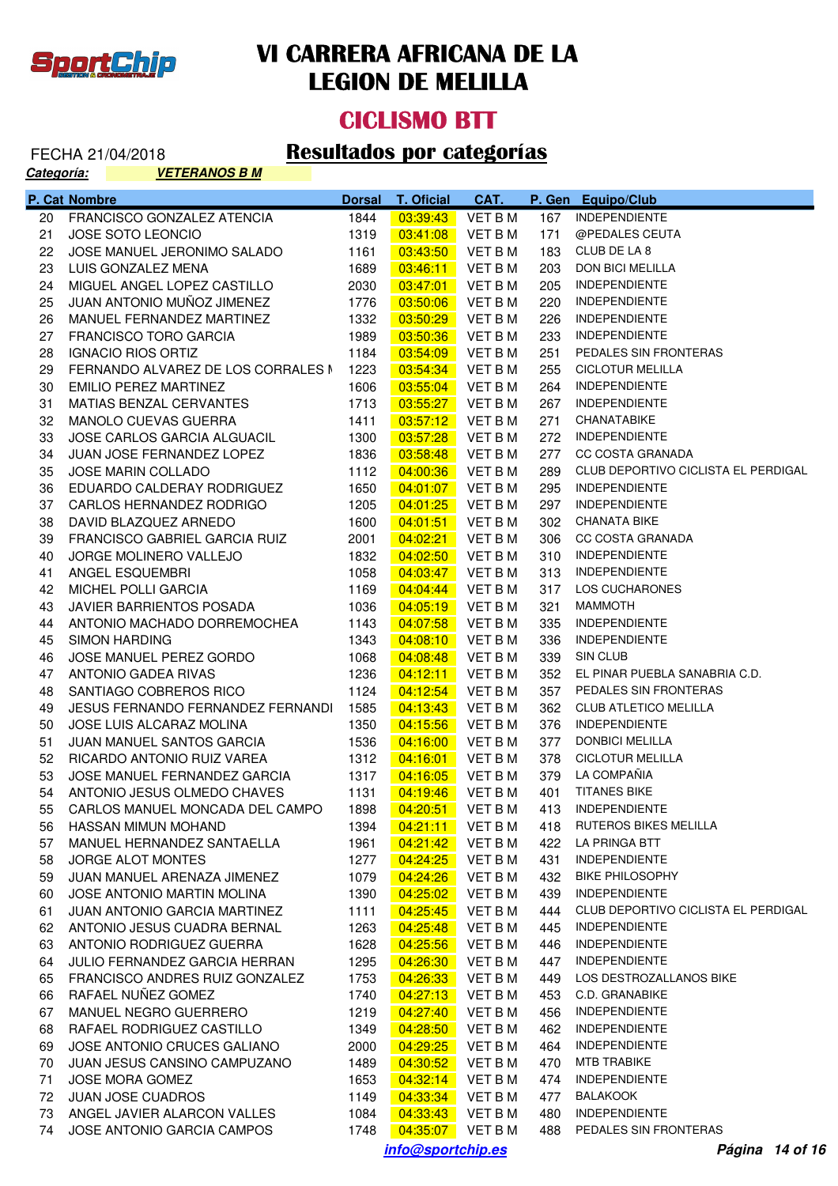# VI CARRERA AFRICANA DE LA LEGION DE MELILLA

## CICLISMO BTT

FECHA 21/04/2018

## Resultados por categorías

***Categoría:*** ***VETERANOS B M***

| P. Cat | Nombre | Dorsal | T. Oficial | CAT. | P. Gen | Equipo/Club |
|---|---|---|---|---|---|---|
| 20 | FRANCISCO GONZALEZ ATENCIA | 1844 | 03:39:43 | VET B M | 167 | INDEPENDIENTE |
| 21 | JOSE SOTO LEONCIO | 1319 | 03:41:08 | VET B M | 171 | @PEDALES CEUTA |
| 22 | JOSE MANUEL JERONIMO SALADO | 1161 | 03:43:50 | VET B M | 183 | CLUB DE LA 8 |
| 23 | LUIS GONZALEZ MENA | 1689 | 03:46:11 | VET B M | 203 | DON BICI MELILLA |
| 24 | MIGUEL ANGEL LOPEZ CASTILLO | 2030 | 03:47:01 | VET B M | 205 | INDEPENDIENTE |
| 25 | JUAN ANTONIO MUÑOZ JIMENEZ | 1776 | 03:50:06 | VET B M | 220 | INDEPENDIENTE |
| 26 | MANUEL FERNANDEZ MARTINEZ | 1332 | 03:50:29 | VET B M | 226 | INDEPENDIENTE |
| 27 | FRANCISCO TORO GARCIA | 1989 | 03:50:36 | VET B M | 233 | INDEPENDIENTE |
| 28 | IGNACIO RIOS ORTIZ | 1184 | 03:54:09 | VET B M | 251 | PEDALES SIN FRONTERAS |
| 29 | FERNANDO ALVAREZ DE LOS CORRALES M | 1223 | 03:54:34 | VET B M | 255 | CICLOTUR MELILLA |
| 30 | EMILIO PEREZ MARTINEZ | 1606 | 03:55:04 | VET B M | 264 | INDEPENDIENTE |
| 31 | MATIAS BENZAL CERVANTES | 1713 | 03:55:27 | VET B M | 267 | INDEPENDIENTE |
| 32 | MANOLO CUEVAS GUERRA | 1411 | 03:57:12 | VET B M | 271 | CHANATABIKE |
| 33 | JOSE CARLOS GARCIA ALGUACIL | 1300 | 03:57:28 | VET B M | 272 | INDEPENDIENTE |
| 34 | JUAN JOSE FERNANDEZ LOPEZ | 1836 | 03:58:48 | VET B M | 277 | CC COSTA GRANADA |
| 35 | JOSE MARIN COLLADO | 1112 | 04:00:36 | VET B M | 289 | CLUB DEPORTIVO CICLISTA EL PERDIGAL |
| 36 | EDUARDO CALDERAY RODRIGUEZ | 1650 | 04:01:07 | VET B M | 295 | INDEPENDIENTE |
| 37 | CARLOS HERNANDEZ RODRIGO | 1205 | 04:01:25 | VET B M | 297 | INDEPENDIENTE |
| 38 | DAVID BLAZQUEZ ARNEDO | 1600 | 04:01:51 | VET B M | 302 | CHANATA BIKE |
| 39 | FRANCISCO GABRIEL GARCIA RUIZ | 2001 | 04:02:21 | VET B M | 306 | CC COSTA GRANADA |
| 40 | JORGE MOLINERO VALLEJO | 1832 | 04:02:50 | VET B M | 310 | INDEPENDIENTE |
| 41 | ANGEL ESQUEMBRI | 1058 | 04:03:47 | VET B M | 313 | INDEPENDIENTE |
| 42 | MICHEL POLLI GARCIA | 1169 | 04:04:44 | VET B M | 317 | LOS CUCHARONES |
| 43 | JAVIER BARRIENTOS POSADA | 1036 | 04:05:19 | VET B M | 321 | MAMMOTH |
| 44 | ANTONIO MACHADO DORREMOCHEA | 1143 | 04:07:58 | VET B M | 335 | INDEPENDIENTE |
| 45 | SIMON HARDING | 1343 | 04:08:10 | VET B M | 336 | INDEPENDIENTE |
| 46 | JOSE MANUEL PEREZ GORDO | 1068 | 04:08:48 | VET B M | 339 | SIN CLUB |
| 47 | ANTONIO GADEA RIVAS | 1236 | 04:12:11 | VET B M | 352 | EL PINAR PUEBLA SANABRIA C.D. |
| 48 | SANTIAGO COBREROS RICO | 1124 | 04:12:54 | VET B M | 357 | PEDALES SIN FRONTERAS |
| 49 | JESUS FERNANDO FERNANDEZ FERNANDI | 1585 | 04:13:43 | VET B M | 362 | CLUB ATLETICO MELILLA |
| 50 | JOSE LUIS ALCARAZ MOLINA | 1350 | 04:15:56 | VET B M | 376 | INDEPENDIENTE |
| 51 | JUAN MANUEL SANTOS GARCIA | 1536 | 04:16:00 | VET B M | 377 | DONBICI MELILLA |
| 52 | RICARDO ANTONIO RUIZ VAREA | 1312 | 04:16:01 | VET B M | 378 | CICLOTUR MELILLA |
| 53 | JOSE MANUEL FERNANDEZ GARCIA | 1317 | 04:16:05 | VET B M | 379 | LA COMPAÑIA |
| 54 | ANTONIO JESUS OLMEDO CHAVES | 1131 | 04:19:46 | VET B M | 401 | TITANES BIKE |
| 55 | CARLOS MANUEL MONCADA DEL CAMPO | 1898 | 04:20:51 | VET B M | 413 | INDEPENDIENTE |
| 56 | HASSAN MIMUN MOHAND | 1394 | 04:21:11 | VET B M | 418 | RUTEROS BIKES MELILLA |
| 57 | MANUEL HERNANDEZ SANTAELLA | 1961 | 04:21:42 | VET B M | 422 | LA PRINGA BTT |
| 58 | JORGE ALOT MONTES | 1277 | 04:24:25 | VET B M | 431 | INDEPENDIENTE |
| 59 | JUAN MANUEL ARENAZA JIMENEZ | 1079 | 04:24:26 | VET B M | 432 | BIKE PHILOSOPHY |
| 60 | JOSE ANTONIO MARTIN MOLINA | 1390 | 04:25:02 | VET B M | 439 | INDEPENDIENTE |
| 61 | JUAN ANTONIO GARCIA MARTINEZ | 1111 | 04:25:45 | VET B M | 444 | CLUB DEPORTIVO CICLISTA EL PERDIGAL |
| 62 | ANTONIO JESUS CUADRA BERNAL | 1263 | 04:25:48 | VET B M | 445 | INDEPENDIENTE |
| 63 | ANTONIO RODRIGUEZ GUERRA | 1628 | 04:25:56 | VET B M | 446 | INDEPENDIENTE |
| 64 | JULIO FERNANDEZ GARCIA HERRAN | 1295 | 04:26:30 | VET B M | 447 | INDEPENDIENTE |
| 65 | FRANCISCO ANDRES RUIZ GONZALEZ | 1753 | 04:26:33 | VET B M | 449 | LOS DESTROZALLANOS BIKE |
| 66 | RAFAEL NUÑEZ GOMEZ | 1740 | 04:27:13 | VET B M | 453 | C.D. GRANABIKE |
| 67 | MANUEL NEGRO GUERRERO | 1219 | 04:27:40 | VET B M | 456 | INDEPENDIENTE |
| 68 | RAFAEL RODRIGUEZ CASTILLO | 1349 | 04:28:50 | VET B M | 462 | INDEPENDIENTE |
| 69 | JOSE ANTONIO CRUCES GALIANO | 2000 | 04:29:25 | VET B M | 464 | INDEPENDIENTE |
| 70 | JUAN JESUS CANSINO CAMPUZANO | 1489 | 04:30:52 | VET B M | 470 | MTB TRABIKE |
| 71 | JOSE MORA GOMEZ | 1653 | 04:32:14 | VET B M | 474 | INDEPENDIENTE |
| 72 | JUAN JOSE CUADROS | 1149 | 04:33:34 | VET B M | 477 | BALAKOOK |
| 73 | ANGEL JAVIER ALARCON VALLES | 1084 | 04:33:43 | VET B M | 480 | INDEPENDIENTE |
| 74 | JOSE ANTONIO GARCIA CAMPOS | 1748 | 04:35:07 | VET B M | 488 | PEDALES SIN FRONTERAS |

***info@sportchip.es***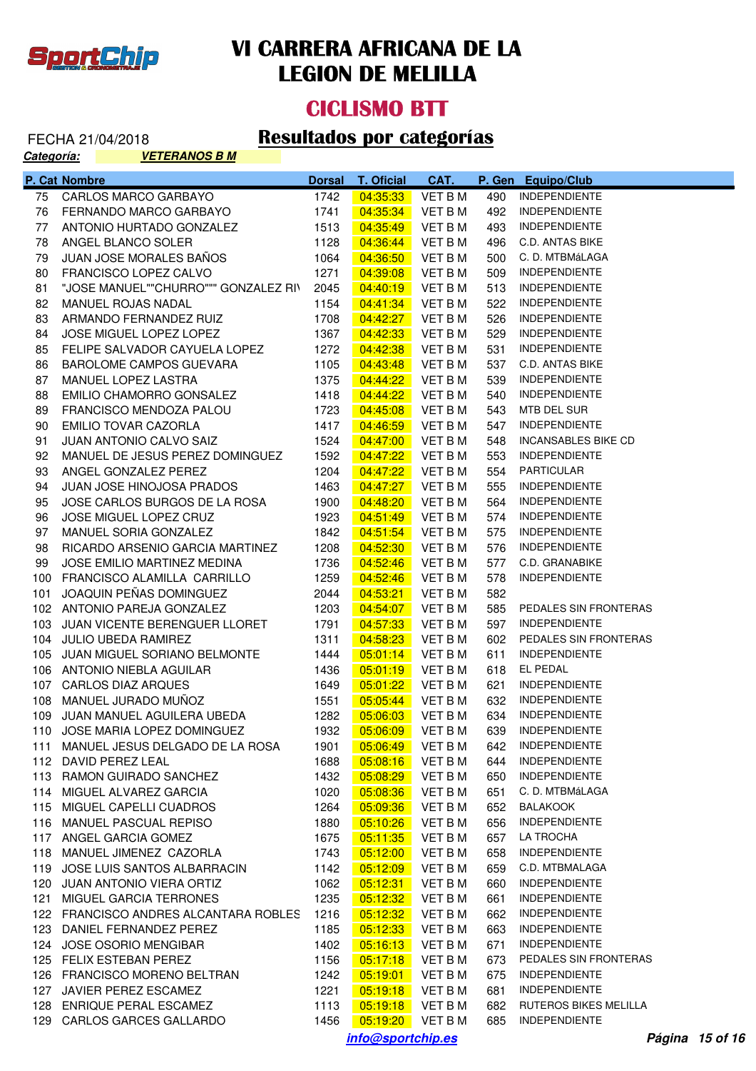# VI CARRERA AFRICANA DE LA LEGION DE MELILLA

## CICLISMO BTT

FECHA 21/04/2018

## Resultados por categorías

***Categoría:*** ***VETERANOS B M***

| P. Cat | Nombre | Dorsal | T. Oficial | CAT. | P. Gen | Equipo/Club |
|---|---|---|---|---|---|---|
| 75 | CARLOS MARCO GARBAYO | 1742 | 04:35:33 | VET B M | 490 | INDEPENDIENTE |
| 76 | FERNANDO MARCO GARBAYO | 1741 | 04:35:34 | VET B M | 492 | INDEPENDIENTE |
| 77 | ANTONIO HURTADO GONZALEZ | 1513 | 04:35:49 | VET B M | 493 | INDEPENDIENTE |
| 78 | ANGEL BLANCO SOLER | 1128 | 04:36:44 | VET B M | 496 | C.D. ANTAS BIKE |
| 79 | JUAN JOSE MORALES BAÑOS | 1064 | 04:36:50 | VET B M | 500 | C. D. MTBMáLAGA |
| 80 | FRANCISCO LOPEZ CALVO | 1271 | 04:39:08 | VET B M | 509 | INDEPENDIENTE |
| 81 | "JOSE MANUEL""CHURRO""" GONZALEZ RIV | 2045 | 04:40:19 | VET B M | 513 | INDEPENDIENTE |
| 82 | MANUEL ROJAS NADAL | 1154 | 04:41:34 | VET B M | 522 | INDEPENDIENTE |
| 83 | ARMANDO FERNANDEZ RUIZ | 1708 | 04:42:27 | VET B M | 526 | INDEPENDIENTE |
| 84 | JOSE MIGUEL LOPEZ LOPEZ | 1367 | 04:42:33 | VET B M | 529 | INDEPENDIENTE |
| 85 | FELIPE SALVADOR CAYUELA LOPEZ | 1272 | 04:42:38 | VET B M | 531 | INDEPENDIENTE |
| 86 | BAROLOME CAMPOS GUEVARA | 1105 | 04:43:48 | VET B M | 537 | C.D. ANTAS BIKE |
| 87 | MANUEL LOPEZ LASTRA | 1375 | 04:44:22 | VET B M | 539 | INDEPENDIENTE |
| 88 | EMILIO CHAMORRO GONSALEZ | 1418 | 04:44:22 | VET B M | 540 | INDEPENDIENTE |
| 89 | FRANCISCO MENDOZA PALOU | 1723 | 04:45:08 | VET B M | 543 | MTB DEL SUR |
| 90 | EMILIO TOVAR CAZORLA | 1417 | 04:46:59 | VET B M | 547 | INDEPENDIENTE |
| 91 | JUAN ANTONIO CALVO SAIZ | 1524 | 04:47:00 | VET B M | 548 | INCANSABLES BIKE CD |
| 92 | MANUEL DE JESUS PEREZ DOMINGUEZ | 1592 | 04:47:22 | VET B M | 553 | INDEPENDIENTE |
| 93 | ANGEL GONZALEZ PEREZ | 1204 | 04:47:22 | VET B M | 554 | PARTICULAR |
| 94 | JUAN JOSE HINOJOSA PRADOS | 1463 | 04:47:27 | VET B M | 555 | INDEPENDIENTE |
| 95 | JOSE CARLOS BURGOS DE LA ROSA | 1900 | 04:48:20 | VET B M | 564 | INDEPENDIENTE |
| 96 | JOSE MIGUEL LOPEZ CRUZ | 1923 | 04:51:49 | VET B M | 574 | INDEPENDIENTE |
| 97 | MANUEL SORIA GONZALEZ | 1842 | 04:51:54 | VET B M | 575 | INDEPENDIENTE |
| 98 | RICARDO ARSENIO GARCIA MARTINEZ | 1208 | 04:52:30 | VET B M | 576 | INDEPENDIENTE |
| 99 | JOSE EMILIO MARTINEZ MEDINA | 1736 | 04:52:46 | VET B M | 577 | C.D. GRANABIKE |
| 100 | FRANCISCO ALAMILLA CARRILLO | 1259 | 04:52:46 | VET B M | 578 | INDEPENDIENTE |
| 101 | JOAQUIN PEÑAS DOMINGUEZ | 2044 | 04:53:21 | VET B M | 582 | |
| 102 | ANTONIO PAREJA GONZALEZ | 1203 | 04:54:07 | VET B M | 585 | PEDALES SIN FRONTERAS |
| 103 | JUAN VICENTE BERENGUER LLORET | 1791 | 04:57:33 | VET B M | 597 | INDEPENDIENTE |
| 104 | JULIO UBEDA RAMIREZ | 1311 | 04:58:23 | VET B M | 602 | PEDALES SIN FRONTERAS |
| 105 | JUAN MIGUEL SORIANO BELMONTE | 1444 | 05:01:14 | VET B M | 611 | INDEPENDIENTE |
| 106 | ANTONIO NIEBLA AGUILAR | 1436 | 05:01:19 | VET B M | 618 | EL PEDAL |
| 107 | CARLOS DIAZ ARQUES | 1649 | 05:01:22 | VET B M | 621 | INDEPENDIENTE |
| 108 | MANUEL JURADO MUÑOZ | 1551 | 05:05:44 | VET B M | 632 | INDEPENDIENTE |
| 109 | JUAN MANUEL AGUILERA UBEDA | 1282 | 05:06:03 | VET B M | 634 | INDEPENDIENTE |
| 110 | JOSE MARIA LOPEZ DOMINGUEZ | 1932 | 05:06:09 | VET B M | 639 | INDEPENDIENTE |
| 111 | MANUEL JESUS DELGADO DE LA ROSA | 1901 | 05:06:49 | VET B M | 642 | INDEPENDIENTE |
| 112 | DAVID PEREZ LEAL | 1688 | 05:08:16 | VET B M | 644 | INDEPENDIENTE |
| 113 | RAMON GUIRADO SANCHEZ | 1432 | 05:08:29 | VET B M | 650 | INDEPENDIENTE |
| 114 | MIGUEL ALVAREZ GARCIA | 1020 | 05:08:36 | VET B M | 651 | C. D. MTBMáLAGA |
| 115 | MIGUEL CAPELLI CUADROS | 1264 | 05:09:36 | VET B M | 652 | BALAKOOK |
| 116 | MANUEL PASCUAL REPISO | 1880 | 05:10:26 | VET B M | 656 | INDEPENDIENTE |
| 117 | ANGEL GARCIA GOMEZ | 1675 | 05:11:35 | VET B M | 657 | LA TROCHA |
| 118 | MANUEL JIMENEZ CAZORLA | 1743 | 05:12:00 | VET B M | 658 | INDEPENDIENTE |
| 119 | JOSE LUIS SANTOS ALBARRACIN | 1142 | 05:12:09 | VET B M | 659 | C.D. MTBMALAGA |
| 120 | JUAN ANTONIO VIERA ORTIZ | 1062 | 05:12:31 | VET B M | 660 | INDEPENDIENTE |
| 121 | MIGUEL GARCIA TERRONES | 1235 | 05:12:32 | VET B M | 661 | INDEPENDIENTE |
| 122 | FRANCISCO ANDRES ALCANTARA ROBLES | 1216 | 05:12:32 | VET B M | 662 | INDEPENDIENTE |
| 123 | DANIEL FERNANDEZ PEREZ | 1185 | 05:12:33 | VET B M | 663 | INDEPENDIENTE |
| 124 | JOSE OSORIO MENGIBAR | 1402 | 05:16:13 | VET B M | 671 | INDEPENDIENTE |
| 125 | FELIX ESTEBAN PEREZ | 1156 | 05:17:18 | VET B M | 673 | PEDALES SIN FRONTERAS |
| 126 | FRANCISCO MORENO BELTRAN | 1242 | 05:19:01 | VET B M | 675 | INDEPENDIENTE |
| 127 | JAVIER PEREZ ESCAMEZ | 1221 | 05:19:18 | VET B M | 681 | INDEPENDIENTE |
| 128 | ENRIQUE PERAL ESCAMEZ | 1113 | 05:19:18 | VET B M | 682 | RUTEROS BIKES MELILLA |
| 129 | CARLOS GARCES GALLARDO | 1456 | 05:19:20 | VET B M | 685 | INDEPENDIENTE |

***info@sportchip.es***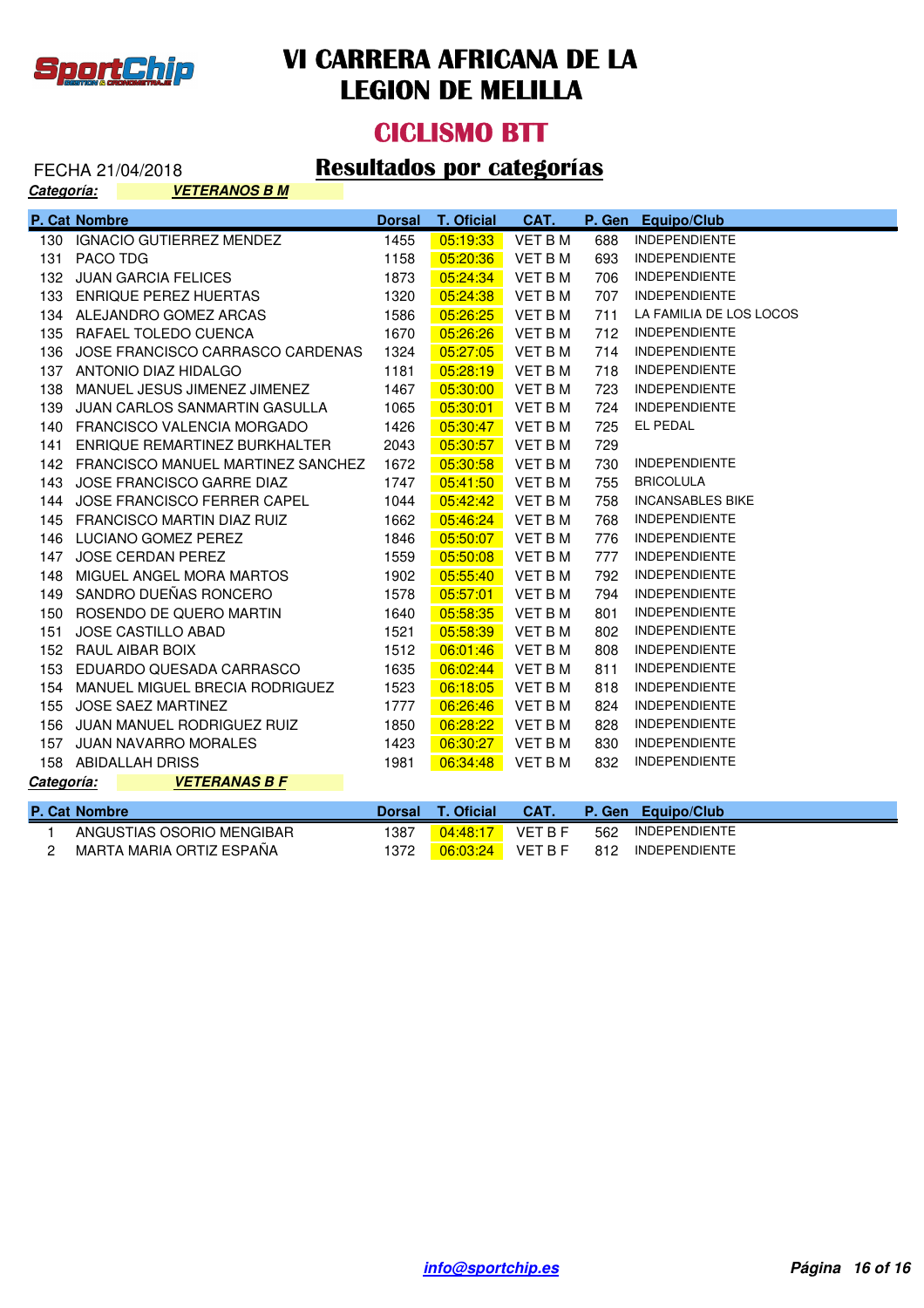# VI CARRERA AFRICANA DE LA LEGION DE MELILLA

## CICLISMO BTT

FECHA 21/04/2018

## Resultados por categorías

**Categoría:** ***VETERANOS B M***

| P. Cat | Nombre | Dorsal | T. Oficial | CAT. | P. Gen | Equipo/Club |
|---|---|---|---|---|---|---|
| 130 | IGNACIO GUTIERREZ MENDEZ | 1455 | 05:19:33 | VET B M | 688 | INDEPENDIENTE |
| 131 | PACO TDG | 1158 | 05:20:36 | VET B M | 693 | INDEPENDIENTE |
| 132 | JUAN GARCIA FELICES | 1873 | 05:24:34 | VET B M | 706 | INDEPENDIENTE |
| 133 | ENRIQUE PEREZ HUERTAS | 1320 | 05:24:38 | VET B M | 707 | INDEPENDIENTE |
| 134 | ALEJANDRO GOMEZ ARCAS | 1586 | 05:26:25 | VET B M | 711 | LA FAMILIA DE LOS LOCOS |
| 135 | RAFAEL TOLEDO CUENCA | 1670 | 05:26:26 | VET B M | 712 | INDEPENDIENTE |
| 136 | JOSE FRANCISCO CARRASCO CARDENAS | 1324 | 05:27:05 | VET B M | 714 | INDEPENDIENTE |
| 137 | ANTONIO DIAZ HIDALGO | 1181 | 05:28:19 | VET B M | 718 | INDEPENDIENTE |
| 138 | MANUEL JESUS JIMENEZ JIMENEZ | 1467 | 05:30:00 | VET B M | 723 | INDEPENDIENTE |
| 139 | JUAN CARLOS SANMARTIN GASULLA | 1065 | 05:30:01 | VET B M | 724 | INDEPENDIENTE |
| 140 | FRANCISCO VALENCIA MORGADO | 1426 | 05:30:47 | VET B M | 725 | EL PEDAL |
| 141 | ENRIQUE REMARTINEZ BURKHALTER | 2043 | 05:30:57 | VET B M | 729 | |
| 142 | FRANCISCO MANUEL MARTINEZ SANCHEZ | 1672 | 05:30:58 | VET B M | 730 | INDEPENDIENTE |
| 143 | JOSE FRANCISCO GARRE DIAZ | 1747 | 05:41:50 | VET B M | 755 | BRICOLULA |
| 144 | JOSE FRANCISCO FERRER CAPEL | 1044 | 05:42:42 | VET B M | 758 | INCANSABLES BIKE |
| 145 | FRANCISCO MARTIN DIAZ RUIZ | 1662 | 05:46:24 | VET B M | 768 | INDEPENDIENTE |
| 146 | LUCIANO GOMEZ PEREZ | 1846 | 05:50:07 | VET B M | 776 | INDEPENDIENTE |
| 147 | JOSE CERDAN PEREZ | 1559 | 05:50:08 | VET B M | 777 | INDEPENDIENTE |
| 148 | MIGUEL ANGEL MORA MARTOS | 1902 | 05:55:40 | VET B M | 792 | INDEPENDIENTE |
| 149 | SANDRO DUEÑAS RONCERO | 1578 | 05:57:01 | VET B M | 794 | INDEPENDIENTE |
| 150 | ROSENDO DE QUERO MARTIN | 1640 | 05:58:35 | VET B M | 801 | INDEPENDIENTE |
| 151 | JOSE CASTILLO ABAD | 1521 | 05:58:39 | VET B M | 802 | INDEPENDIENTE |
| 152 | RAUL AIBAR BOIX | 1512 | 06:01:46 | VET B M | 808 | INDEPENDIENTE |
| 153 | EDUARDO QUESADA CARRASCO | 1635 | 06:02:44 | VET B M | 811 | INDEPENDIENTE |
| 154 | MANUEL MIGUEL BRECIA RODRIGUEZ | 1523 | 06:18:05 | VET B M | 818 | INDEPENDIENTE |
| 155 | JOSE SAEZ MARTINEZ | 1777 | 06:26:46 | VET B M | 824 | INDEPENDIENTE |
| 156 | JUAN MANUEL RODRIGUEZ RUIZ | 1850 | 06:28:22 | VET B M | 828 | INDEPENDIENTE |
| 157 | JUAN NAVARRO MORALES | 1423 | 06:30:27 | VET B M | 830 | INDEPENDIENTE |
| 158 | ABIDALLAH DRISS | 1981 | 06:34:48 | VET B M | 832 | INDEPENDIENTE |

**Categoría:** ***VETERANAS B F***

| P. Cat | Nombre | Dorsal | T. Oficial | CAT. | P. Gen | Equipo/Club |
|---|---|---|---|---|---|---|
| 1 | ANGUSTIAS OSORIO MENGIBAR | 1387 | 04:48:17 | VET B F | 562 | INDEPENDIENTE |
| 2 | MARTA MARIA ORTIZ ESPAÑA | 1372 | 06:03:24 | VET B F | 812 | INDEPENDIENTE |

*info@sportchip.es*